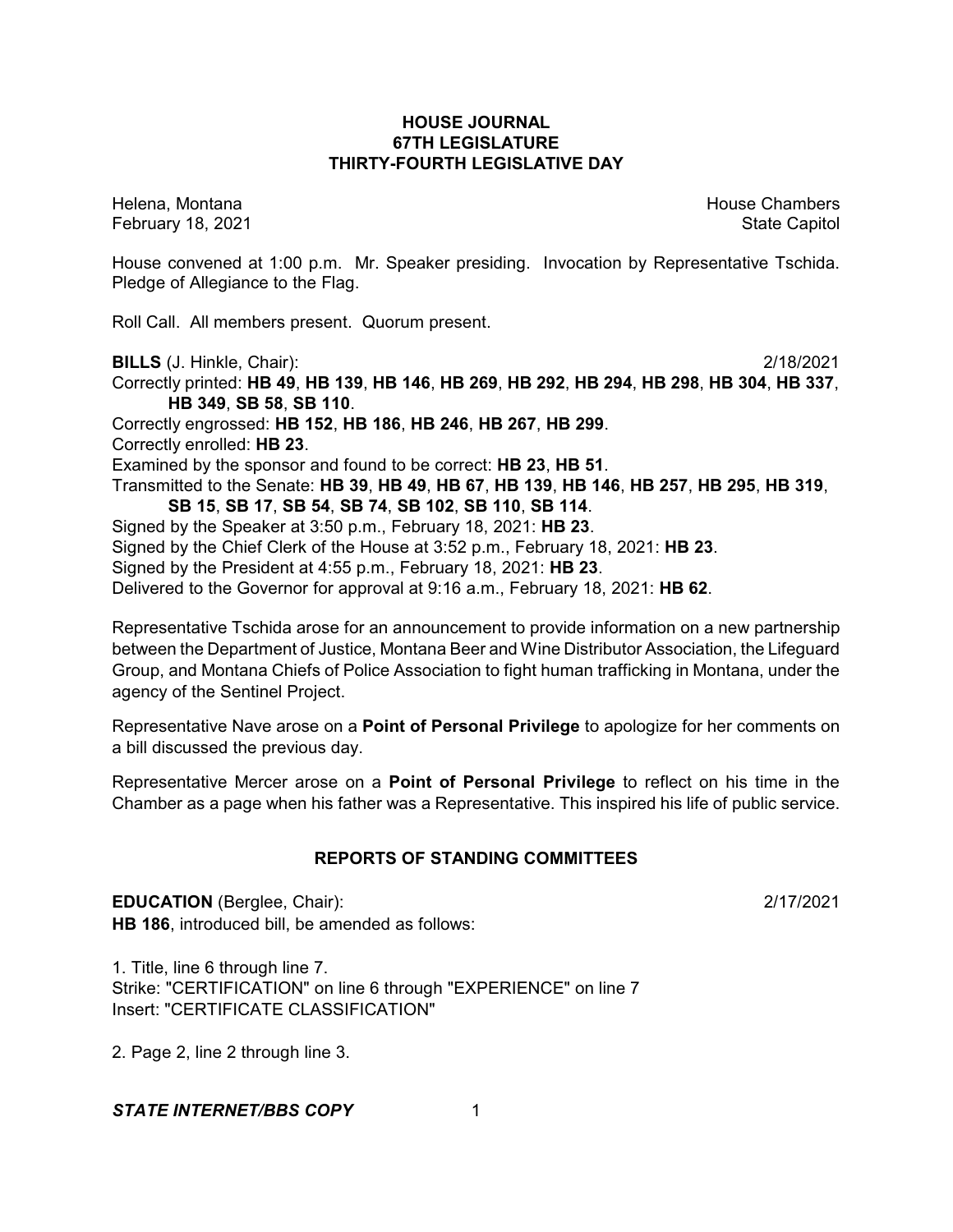**HOUSE JOURNAL**
**67TH LEGISLATURE**
**THIRTY-FOURTH LEGISLATIVE DAY**

Helena, Montana House Chambers
February 18, 2021 State Capitol

House convened at 1:00 p.m. Mr. Speaker presiding. Invocation by Representative Tschida. Pledge of Allegiance to the Flag.

Roll Call. All members present. Quorum present.

**BILLS** (J. Hinkle, Chair): 2/18/2021

Correctly printed: **HB 49**, **HB 139**, **HB 146**, **HB 269**, **HB 292**, **HB 294**, **HB 298**, **HB 304**, **HB 337**, **HB 349**, **SB 58**, **SB 110**.

Correctly engrossed: **HB 152**, **HB 186**, **HB 246**, **HB 267**, **HB 299**.

Correctly enrolled: **HB 23**.

Examined by the sponsor and found to be correct: **HB 23**, **HB 51**.

Transmitted to the Senate: **HB 39**, **HB 49**, **HB 67**, **HB 139**, **HB 146**, **HB 257**, **HB 295**, **HB 319**, **SB 15**, **SB 17**, **SB 54**, **SB 74**, **SB 102**, **SB 110**, **SB 114**.

Signed by the Speaker at 3:50 p.m., February 18, 2021: **HB 23**.

Signed by the Chief Clerk of the House at 3:52 p.m., February 18, 2021: **HB 23**.

Signed by the President at 4:55 p.m., February 18, 2021: **HB 23**.

Delivered to the Governor for approval at 9:16 a.m., February 18, 2021: **HB 62**.

Representative Tschida arose for an announcement to provide information on a new partnership between the Department of Justice, Montana Beer and Wine Distributor Association, the Lifeguard Group, and Montana Chiefs of Police Association to fight human trafficking in Montana, under the agency of the Sentinel Project.

Representative Nave arose on a **Point of Personal Privilege** to apologize for her comments on a bill discussed the previous day.

Representative Mercer arose on a **Point of Personal Privilege** to reflect on his time in the Chamber as a page when his father was a Representative. This inspired his life of public service.

## REPORTS OF STANDING COMMITTEES

**EDUCATION** (Berglee, Chair): 2/17/2021

**HB 186**, introduced bill, be amended as follows:

1. Title, line 6 through line 7.
Strike: "CERTIFICATION" on line 6 through "EXPERIENCE" on line 7
Insert: "CERTIFICATE CLASSIFICATION"

2. Page 2, line 2 through line 3.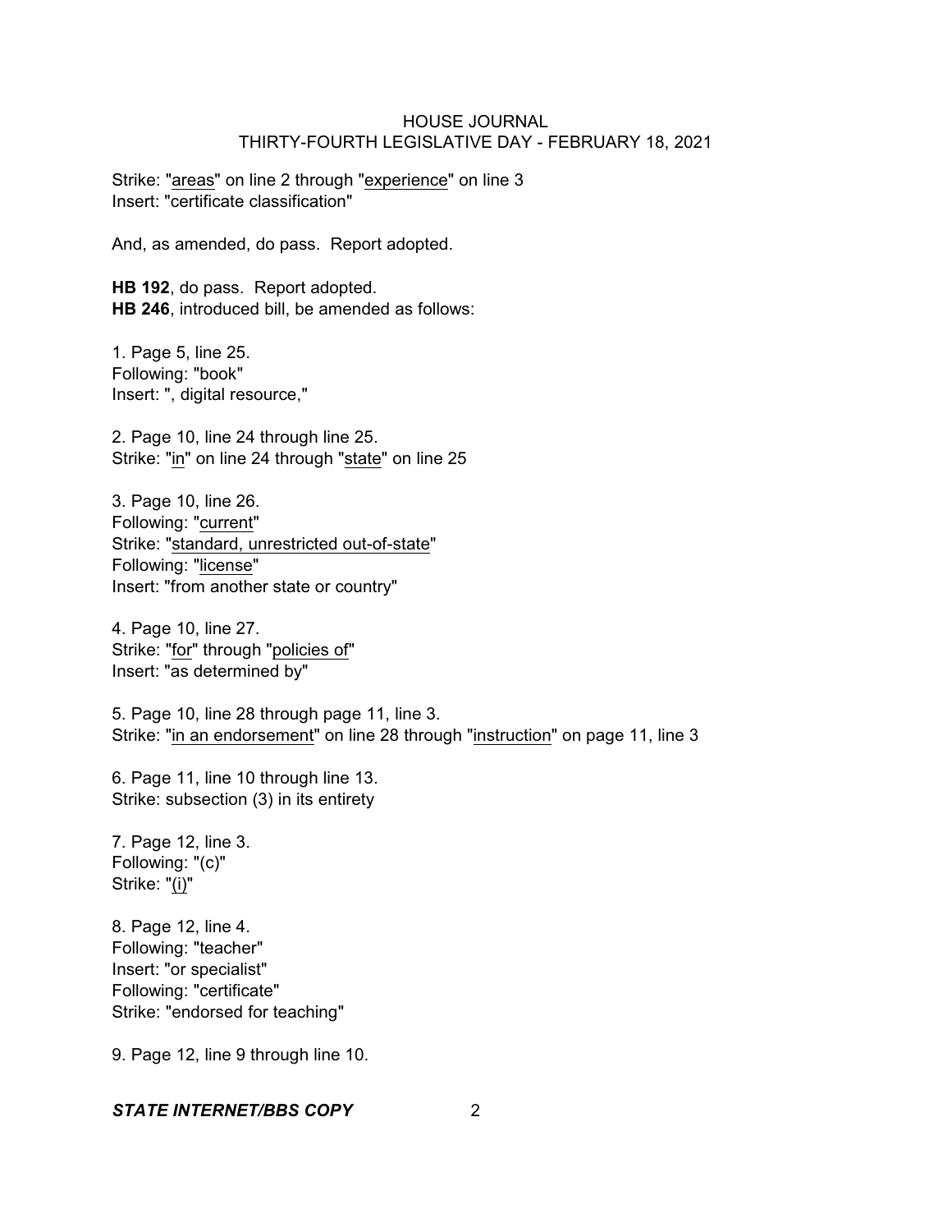Strike: "areas" on line 2 through "experience" on line 3
Insert: "certificate classification"

And, as amended, do pass. Report adopted.

**HB 192**, do pass. Report adopted.
**HB 246**, introduced bill, be amended as follows:

1. Page 5, line 25.
Following: "book"
Insert: ", digital resource,"

2. Page 10, line 24 through line 25.
Strike: "in" on line 24 through "state" on line 25

3. Page 10, line 26.
Following: "current"
Strike: "standard, unrestricted out-of-state"
Following: "license"
Insert: "from another state or country"

4. Page 10, line 27.
Strike: "for" through "policies of"
Insert: "as determined by"

5. Page 10, line 28 through page 11, line 3.
Strike: "in an endorsement" on line 28 through "instruction" on page 11, line 3

6. Page 11, line 10 through line 13.
Strike: subsection (3) in its entirety

7. Page 12, line 3.
Following: "(c)"
Strike: "(i)"

8. Page 12, line 4.
Following: "teacher"
Insert: "or specialist"
Following: "certificate"
Strike: "endorsed for teaching"

9. Page 12, line 9 through line 10.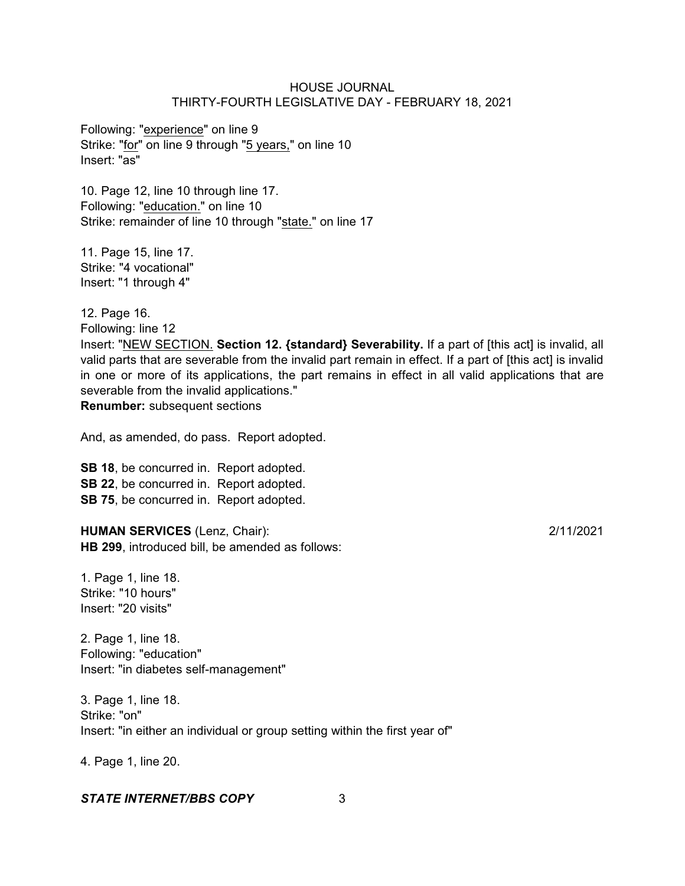Following: "experience" on line 9
Strike: "for" on line 9 through "5 years," on line 10
Insert: "as"

10. Page 12, line 10 through line 17.
Following: "education." on line 10
Strike: remainder of line 10 through "state." on line 17

11. Page 15, line 17.
Strike: "4 vocational"
Insert: "1 through 4"

12. Page 16.
Following: line 12
Insert: "NEW SECTION. **Section 12. {standard} Severability.** If a part of [this act] is invalid, all valid parts that are severable from the invalid part remain in effect. If a part of [this act] is invalid in one or more of its applications, the part remains in effect in all valid applications that are severable from the invalid applications."
**Renumber:** subsequent sections

And, as amended, do pass. Report adopted.

**SB 18**, be concurred in. Report adopted.
**SB 22**, be concurred in. Report adopted.
**SB 75**, be concurred in. Report adopted.

**HUMAN SERVICES** (Lenz, Chair): 2/11/2021
**HB 299**, introduced bill, be amended as follows:

1. Page 1, line 18.
Strike: "10 hours"
Insert: "20 visits"

2. Page 1, line 18.
Following: "education"
Insert: "in diabetes self-management"

3. Page 1, line 18.
Strike: "on"
Insert: "in either an individual or group setting within the first year of"

4. Page 1, line 20.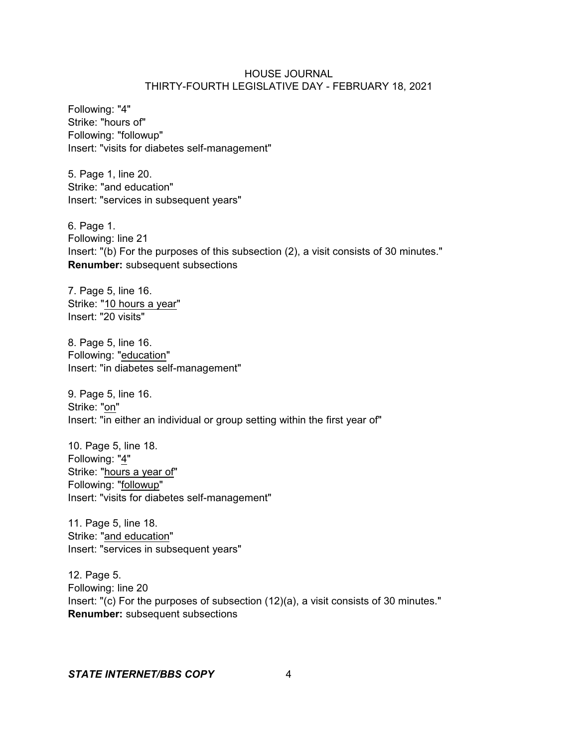Following: "4"
Strike: "hours of"
Following: "followup"
Insert: "visits for diabetes self-management"

5. Page 1, line 20.
Strike: "and education"
Insert: "services in subsequent years"

6. Page 1.
Following: line 21
Insert: "(b) For the purposes of this subsection (2), a visit consists of 30 minutes."
**Renumber:** subsequent subsections

7. Page 5, line 16.
Strike: "<u>10 hours a year</u>"
Insert: "20 visits"

8. Page 5, line 16.
Following: "<u>education</u>"
Insert: "in diabetes self-management"

9. Page 5, line 16.
Strike: "<u>on</u>"
Insert: "in either an individual or group setting within the first year of"

10. Page 5, line 18.
Following: "<u>4</u>"
Strike: "<u>hours a year of</u>"
Following: "<u>followup</u>"
Insert: "visits for diabetes self-management"

11. Page 5, line 18.
Strike: "<u>and education</u>"
Insert: "services in subsequent years"

12. Page 5.
Following: line 20
Insert: "(c) For the purposes of subsection (12)(a), a visit consists of 30 minutes."
**Renumber:** subsequent subsections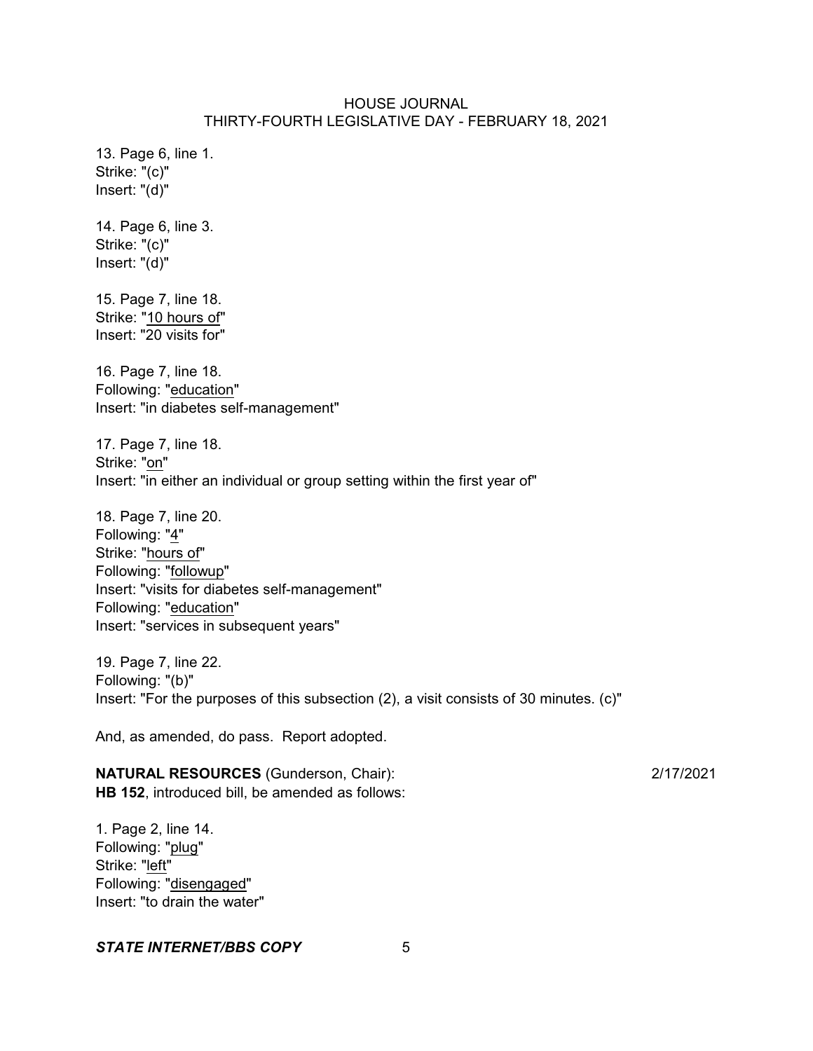13. Page 6, line 1.
Strike: "(c)"
Insert: "(d)"

14. Page 6, line 3.
Strike: "(c)"
Insert: "(d)"

15. Page 7, line 18.
Strike: "<u>10 hours of</u>"
Insert: "20 visits for"

16. Page 7, line 18.
Following: "<u>education</u>"
Insert: "in diabetes self-management"

17. Page 7, line 18.
Strike: "<u>on</u>"
Insert: "in either an individual or group setting within the first year of"

18. Page 7, line 20.
Following: "<u>4</u>"
Strike: "<u>hours of</u>"
Following: "<u>followup</u>"
Insert: "visits for diabetes self-management"
Following: "<u>education</u>"
Insert: "services in subsequent years"

19. Page 7, line 22.
Following: "(b)"
Insert: "For the purposes of this subsection (2), a visit consists of 30 minutes. (c)"

And, as amended, do pass. Report adopted.

**NATURAL RESOURCES** (Gunderson, Chair): 2/17/2021
**HB 152**, introduced bill, be amended as follows:

1. Page 2, line 14.
Following: "<u>plug</u>"
Strike: "<u>left</u>"
Following: "<u>disengaged</u>"
Insert: "to drain the water"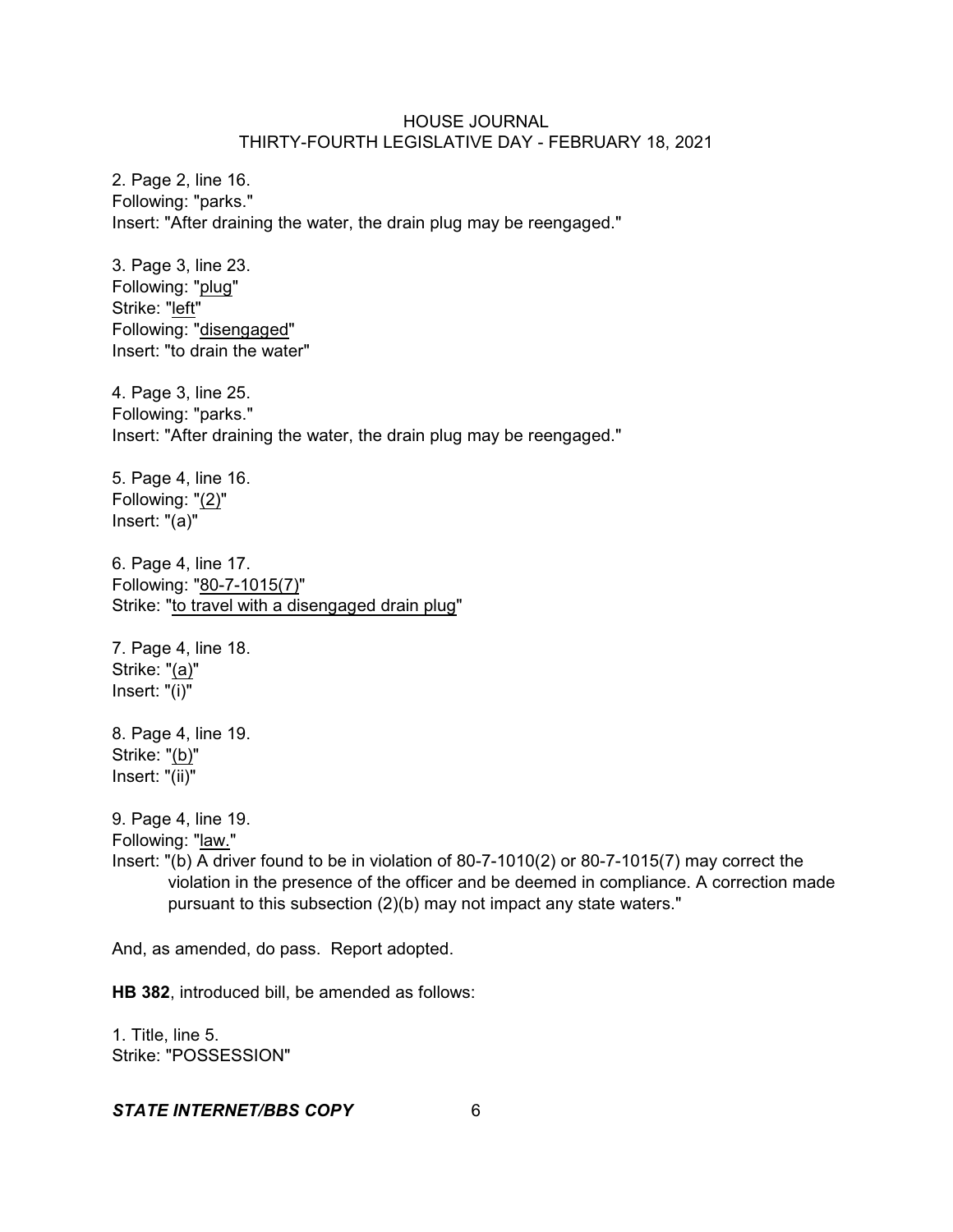2. Page 2, line 16.
Following: "parks."
Insert: "After draining the water, the drain plug may be reengaged."

3. Page 3, line 23.
Following: "plug"
Strike: "left"
Following: "disengaged"
Insert: "to drain the water"

4. Page 3, line 25.
Following: "parks."
Insert: "After draining the water, the drain plug may be reengaged."

5. Page 4, line 16.
Following: "(2)"
Insert: "(a)"

6. Page 4, line 17.
Following: "80-7-1015(7)"
Strike: "to travel with a disengaged drain plug"

7. Page 4, line 18.
Strike: "(a)"
Insert: "(i)"

8. Page 4, line 19.
Strike: "(b)"
Insert: "(ii)"

9. Page 4, line 19.
Following: "law."
Insert: "(b) A driver found to be in violation of 80-7-1010(2) or 80-7-1015(7) may correct the violation in the presence of the officer and be deemed in compliance. A correction made pursuant to this subsection (2)(b) may not impact any state waters."

And, as amended, do pass. Report adopted.

**HB 382**, introduced bill, be amended as follows:

1. Title, line 5.
Strike: "POSSESSION"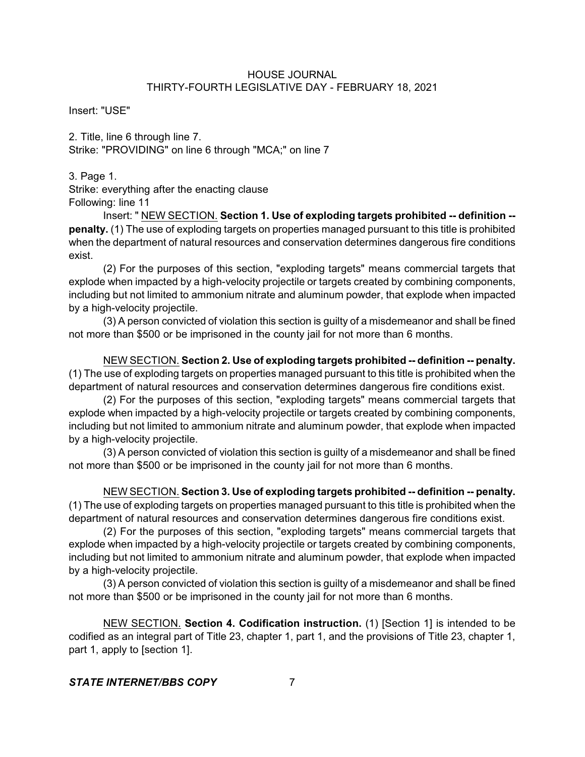Insert: "USE"

2. Title, line 6 through line 7.
Strike: "PROVIDING" on line 6 through "MCA;" on line 7

3. Page 1.
Strike: everything after the enacting clause
Following: line 11

Insert: " NEW SECTION. **Section 1. Use of exploding targets prohibited -- definition -- penalty.** (1) The use of exploding targets on properties managed pursuant to this title is prohibited when the department of natural resources and conservation determines dangerous fire conditions exist.

(2) For the purposes of this section, "exploding targets" means commercial targets that explode when impacted by a high-velocity projectile or targets created by combining components, including but not limited to ammonium nitrate and aluminum powder, that explode when impacted by a high-velocity projectile.

(3) A person convicted of violation this section is guilty of a misdemeanor and shall be fined not more than $500 or be imprisoned in the county jail for not more than 6 months.

NEW SECTION. **Section 2. Use of exploding targets prohibited -- definition -- penalty.** (1) The use of exploding targets on properties managed pursuant to this title is prohibited when the department of natural resources and conservation determines dangerous fire conditions exist.

(2) For the purposes of this section, "exploding targets" means commercial targets that explode when impacted by a high-velocity projectile or targets created by combining components, including but not limited to ammonium nitrate and aluminum powder, that explode when impacted by a high-velocity projectile.

(3) A person convicted of violation this section is guilty of a misdemeanor and shall be fined not more than $500 or be imprisoned in the county jail for not more than 6 months.

NEW SECTION. **Section 3. Use of exploding targets prohibited -- definition -- penalty.** (1) The use of exploding targets on properties managed pursuant to this title is prohibited when the department of natural resources and conservation determines dangerous fire conditions exist.

(2) For the purposes of this section, "exploding targets" means commercial targets that explode when impacted by a high-velocity projectile or targets created by combining components, including but not limited to ammonium nitrate and aluminum powder, that explode when impacted by a high-velocity projectile.

(3) A person convicted of violation this section is guilty of a misdemeanor and shall be fined not more than $500 or be imprisoned in the county jail for not more than 6 months.

NEW SECTION. **Section 4. Codification instruction.** (1) [Section 1] is intended to be codified as an integral part of Title 23, chapter 1, part 1, and the provisions of Title 23, chapter 1, part 1, apply to [section 1].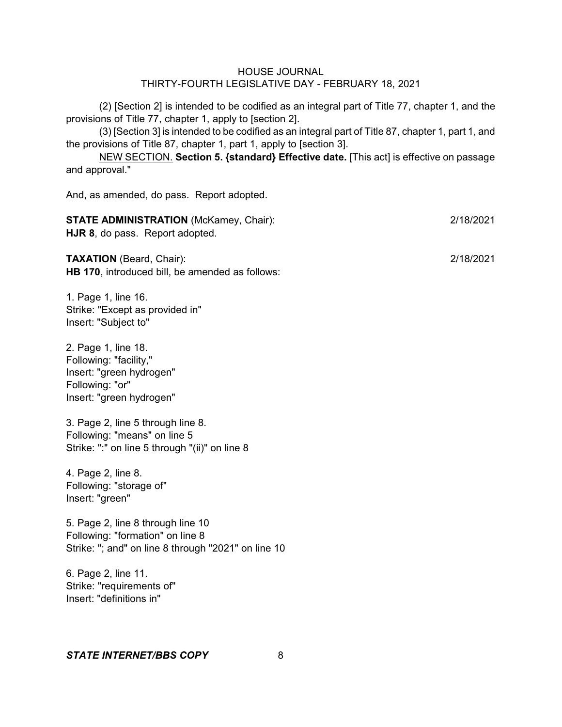(2) [Section 2] is intended to be codified as an integral part of Title 77, chapter 1, and the provisions of Title 77, chapter 1, apply to [section 2].

(3) [Section 3] is intended to be codified as an integral part of Title 87, chapter 1, part 1, and the provisions of Title 87, chapter 1, part 1, apply to [section 3].

NEW SECTION. **Section 5. {standard} Effective date.** [This act] is effective on passage and approval."

And, as amended, do pass. Report adopted.

**STATE ADMINISTRATION** (McKamey, Chair): 2/18/2021
**HJR 8**, do pass. Report adopted.

**TAXATION** (Beard, Chair): 2/18/2021
**HB 170**, introduced bill, be amended as follows:

1. Page 1, line 16.
Strike: "Except as provided in"
Insert: "Subject to"

2. Page 1, line 18.
Following: "facility,"
Insert: "green hydrogen"
Following: "or"
Insert: "green hydrogen"

3. Page 2, line 5 through line 8.
Following: "means" on line 5
Strike: ":" on line 5 through "(ii)" on line 8

4. Page 2, line 8.
Following: "storage of"
Insert: "green"

5. Page 2, line 8 through line 10
Following: "formation" on line 8
Strike: "; and" on line 8 through "2021" on line 10

6. Page 2, line 11.
Strike: "requirements of"
Insert: "definitions in"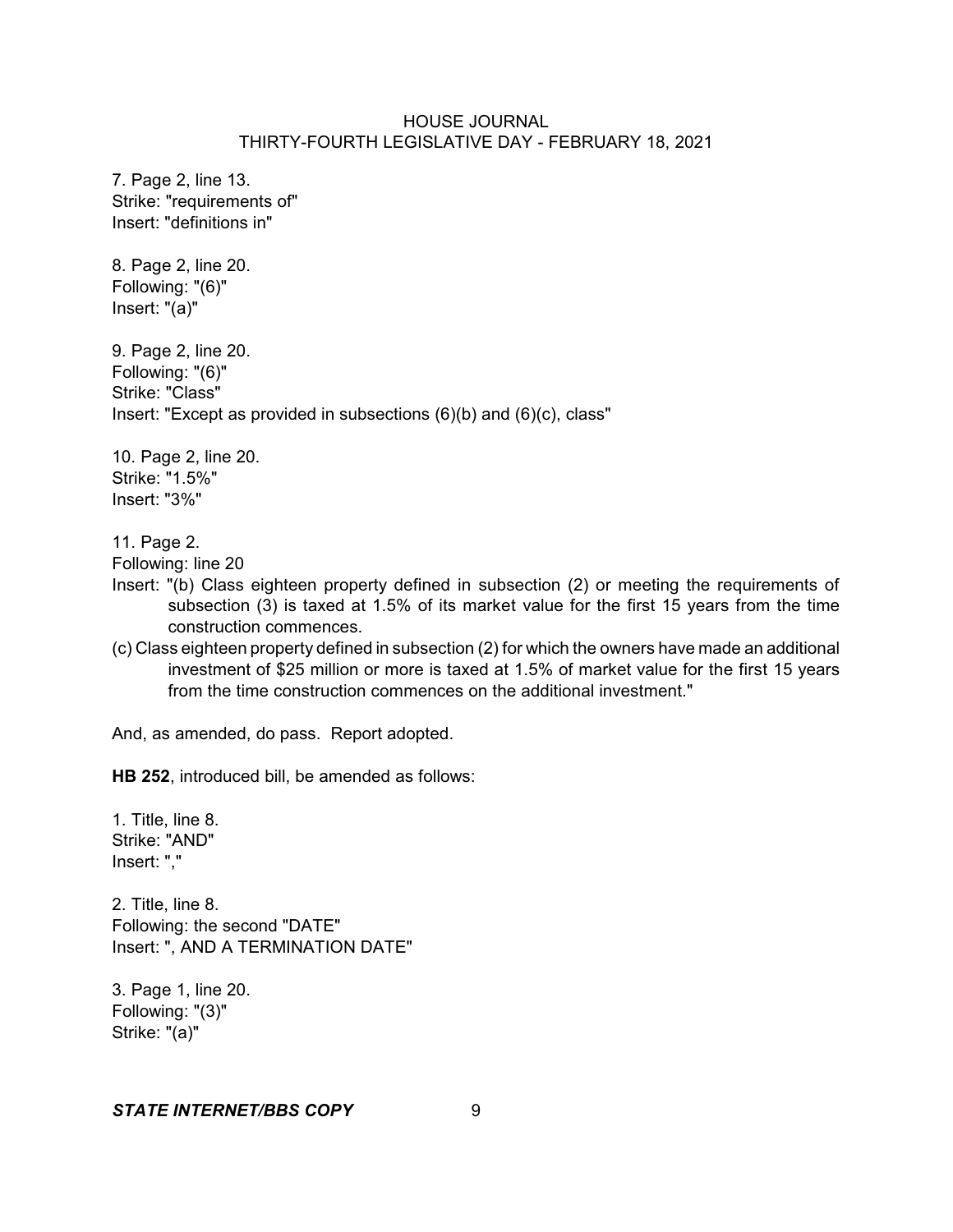7. Page 2, line 13.
Strike: "requirements of"
Insert: "definitions in"

8. Page 2, line 20.
Following: "(6)"
Insert: "(a)"

9. Page 2, line 20.
Following: "(6)"
Strike: "Class"
Insert: "Except as provided in subsections (6)(b) and (6)(c), class"

10. Page 2, line 20.
Strike: "1.5%"
Insert: "3%"

11. Page 2.
Following: line 20
Insert: "(b) Class eighteen property defined in subsection (2) or meeting the requirements of subsection (3) is taxed at 1.5% of its market value for the first 15 years from the time construction commences.

(c) Class eighteen property defined in subsection (2) for which the owners have made an additional investment of $25 million or more is taxed at 1.5% of market value for the first 15 years from the time construction commences on the additional investment."

And, as amended, do pass. Report adopted.

**HB 252**, introduced bill, be amended as follows:

1. Title, line 8.
Strike: "AND"
Insert: ","

2. Title, line 8.
Following: the second "DATE"
Insert: ", AND A TERMINATION DATE"

3. Page 1, line 20.
Following: "(3)"
Strike: "(a)"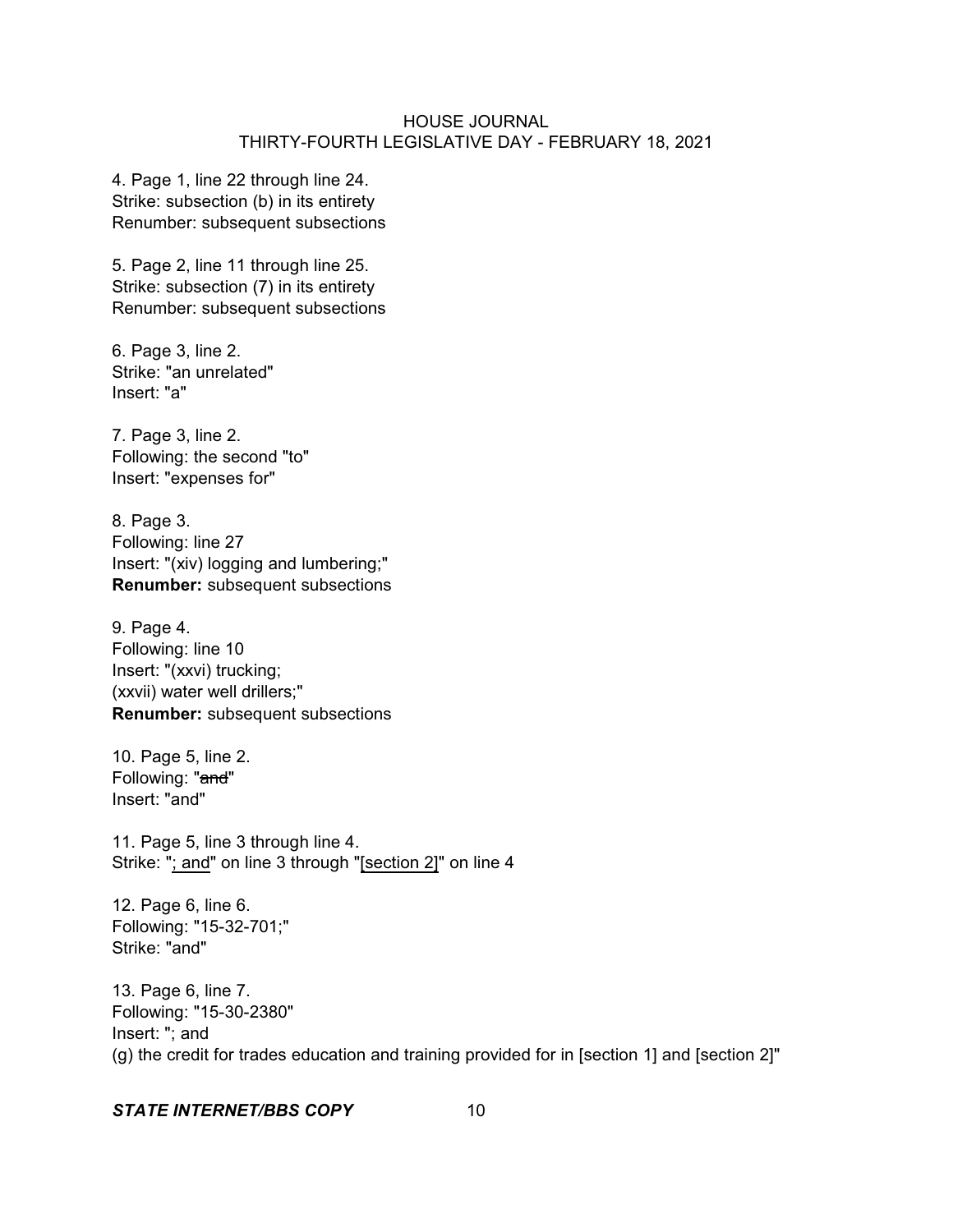4. Page 1, line 22 through line 24.
Strike: subsection (b) in its entirety
Renumber: subsequent subsections

5. Page 2, line 11 through line 25.
Strike: subsection (7) in its entirety
Renumber: subsequent subsections

6. Page 3, line 2.
Strike: "an unrelated"
Insert: "a"

7. Page 3, line 2.
Following: the second "to"
Insert: "expenses for"

8. Page 3.
Following: line 27
Insert: "(xiv) logging and lumbering;"
**Renumber:** subsequent subsections

9. Page 4.
Following: line 10
Insert: "(xxvi) trucking;
(xxvii) water well drillers;"
**Renumber:** subsequent subsections

10. Page 5, line 2.
Following: "~~and~~"
Insert: "and"

11. Page 5, line 3 through line 4.
Strike: "<u>; and</u>" on line 3 through "<u>[section 2]</u>" on line 4

12. Page 6, line 6.
Following: "15-32-701;"
Strike: "and"

13. Page 6, line 7.
Following: "15-30-2380"
Insert: "; and
(g) the credit for trades education and training provided for in [section 1] and [section 2]"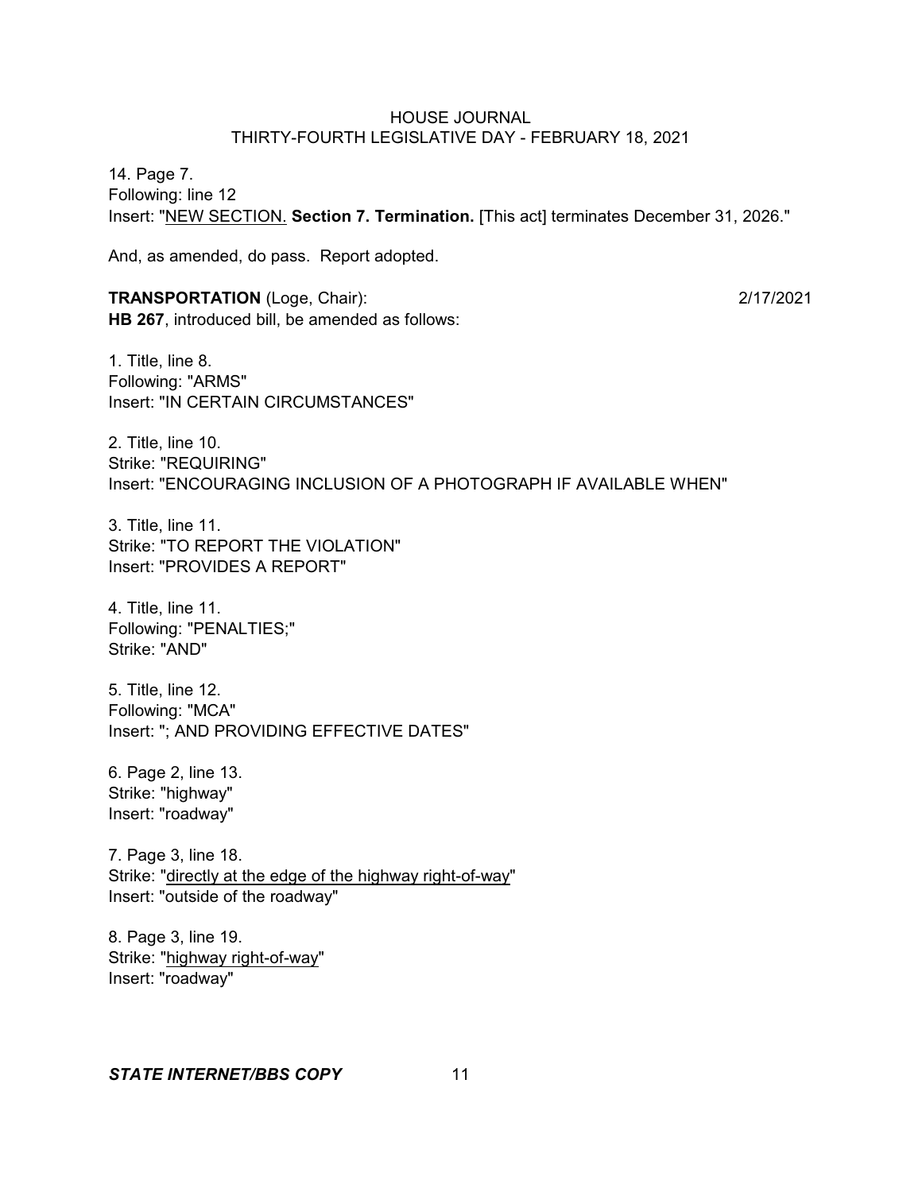14. Page 7.
Following: line 12
Insert: "<u>NEW SECTION.</u> **Section 7. Termination.** [This act] terminates December 31, 2026."

And, as amended, do pass. Report adopted.

**TRANSPORTATION** (Loge, Chair): 2/17/2021
**HB 267**, introduced bill, be amended as follows:

1. Title, line 8.
Following: "ARMS"
Insert: "IN CERTAIN CIRCUMSTANCES"

2. Title, line 10.
Strike: "REQUIRING"
Insert: "ENCOURAGING INCLUSION OF A PHOTOGRAPH IF AVAILABLE WHEN"

3. Title, line 11.
Strike: "TO REPORT THE VIOLATION"
Insert: "PROVIDES A REPORT"

4. Title, line 11.
Following: "PENALTIES;"
Strike: "AND"

5. Title, line 12.
Following: "MCA"
Insert: "; AND PROVIDING EFFECTIVE DATES"

6. Page 2, line 13.
Strike: "highway"
Insert: "roadway"

7. Page 3, line 18.
Strike: "<u>directly at the edge of the highway right-of-way</u>"
Insert: "outside of the roadway"

8. Page 3, line 19.
Strike: "<u>highway right-of-way</u>"
Insert: "roadway"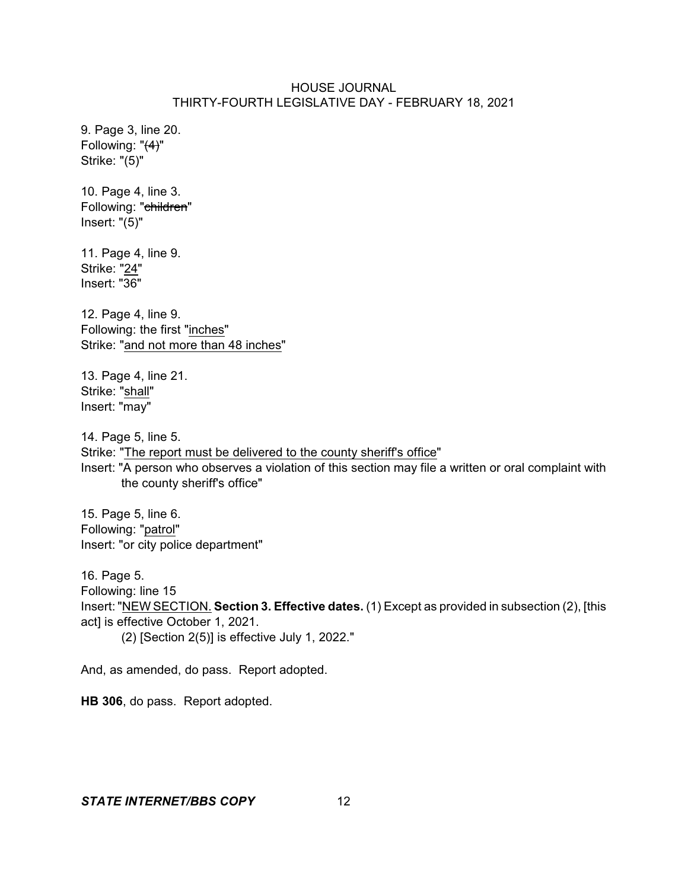9. Page 3, line 20.
Following: "~~(4)~~"
Strike: "(5)"

10. Page 4, line 3.
Following: "~~children~~"
Insert: "(5)"

11. Page 4, line 9.
Strike: "<u>24</u>"
Insert: "36"

12. Page 4, line 9.
Following: the first "<u>inches</u>"
Strike: "<u>and not more than 48 inches</u>"

13. Page 4, line 21.
Strike: "<u>shall</u>"
Insert: "may"

14. Page 5, line 5.
Strike: "<u>The report must be delivered to the county sheriff's office</u>"
Insert: "A person who observes a violation of this section may file a written or oral complaint with the county sheriff's office"

15. Page 5, line 6.
Following: "<u>patrol</u>"
Insert: "or city police department"

16. Page 5.
Following: line 15
Insert: "<u>NEW SECTION.</u> **Section 3. Effective dates.** (1) Except as provided in subsection (2), [this act] is effective October 1, 2021.

(2) [Section 2(5)] is effective July 1, 2022."

And, as amended, do pass. Report adopted.

**HB 306**, do pass. Report adopted.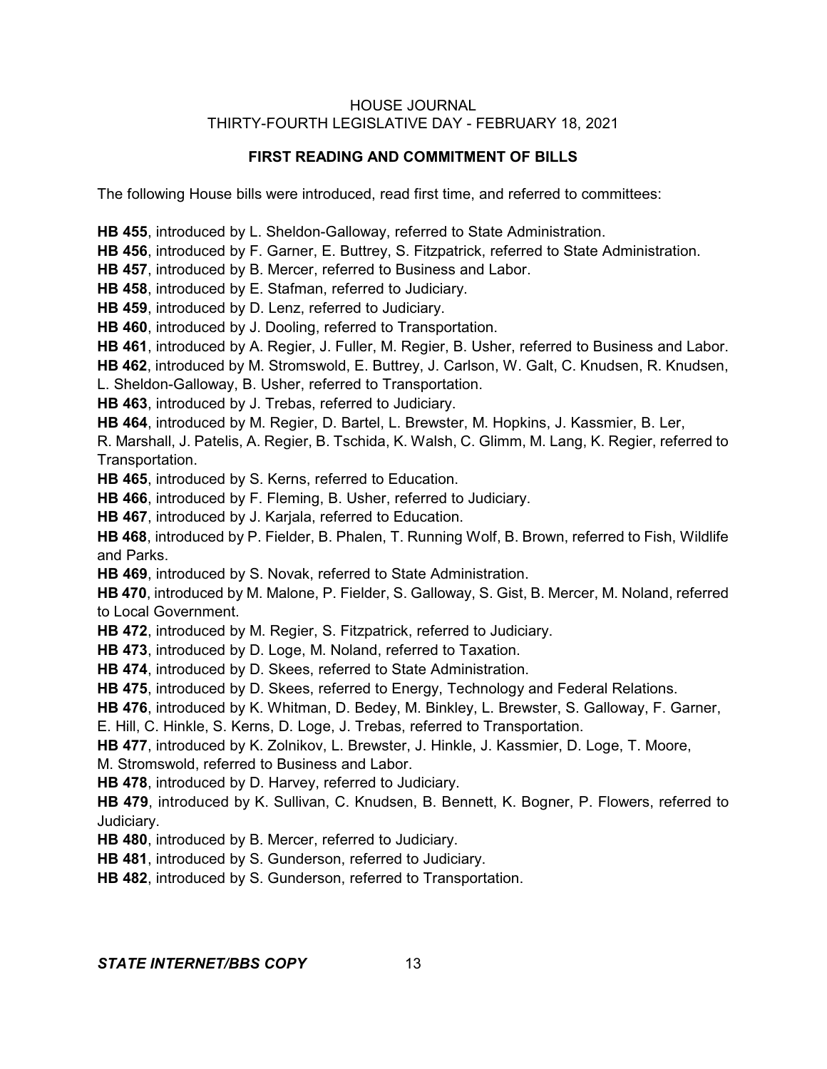## FIRST READING AND COMMITMENT OF BILLS

The following House bills were introduced, read first time, and referred to committees:

**HB 455**, introduced by L. Sheldon-Galloway, referred to State Administration.
**HB 456**, introduced by F. Garner, E. Buttrey, S. Fitzpatrick, referred to State Administration.
**HB 457**, introduced by B. Mercer, referred to Business and Labor.
**HB 458**, introduced by E. Stafman, referred to Judiciary.
**HB 459**, introduced by D. Lenz, referred to Judiciary.
**HB 460**, introduced by J. Dooling, referred to Transportation.
**HB 461**, introduced by A. Regier, J. Fuller, M. Regier, B. Usher, referred to Business and Labor.
**HB 462**, introduced by M. Stromswold, E. Buttrey, J. Carlson, W. Galt, C. Knudsen, R. Knudsen, L. Sheldon-Galloway, B. Usher, referred to Transportation.
**HB 463**, introduced by J. Trebas, referred to Judiciary.
**HB 464**, introduced by M. Regier, D. Bartel, L. Brewster, M. Hopkins, J. Kassmier, B. Ler, R. Marshall, J. Patelis, A. Regier, B. Tschida, K. Walsh, C. Glimm, M. Lang, K. Regier, referred to Transportation.
**HB 465**, introduced by S. Kerns, referred to Education.
**HB 466**, introduced by F. Fleming, B. Usher, referred to Judiciary.
**HB 467**, introduced by J. Karjala, referred to Education.
**HB 468**, introduced by P. Fielder, B. Phalen, T. Running Wolf, B. Brown, referred to Fish, Wildlife and Parks.
**HB 469**, introduced by S. Novak, referred to State Administration.
**HB 470**, introduced by M. Malone, P. Fielder, S. Galloway, S. Gist, B. Mercer, M. Noland, referred to Local Government.
**HB 472**, introduced by M. Regier, S. Fitzpatrick, referred to Judiciary.
**HB 473**, introduced by D. Loge, M. Noland, referred to Taxation.
**HB 474**, introduced by D. Skees, referred to State Administration.
**HB 475**, introduced by D. Skees, referred to Energy, Technology and Federal Relations.
**HB 476**, introduced by K. Whitman, D. Bedey, M. Binkley, L. Brewster, S. Galloway, F. Garner, E. Hill, C. Hinkle, S. Kerns, D. Loge, J. Trebas, referred to Transportation.
**HB 477**, introduced by K. Zolnikov, L. Brewster, J. Hinkle, J. Kassmier, D. Loge, T. Moore, M. Stromswold, referred to Business and Labor.
**HB 478**, introduced by D. Harvey, referred to Judiciary.
**HB 479**, introduced by K. Sullivan, C. Knudsen, B. Bennett, K. Bogner, P. Flowers, referred to Judiciary.
**HB 480**, introduced by B. Mercer, referred to Judiciary.
**HB 481**, introduced by S. Gunderson, referred to Judiciary.
**HB 482**, introduced by S. Gunderson, referred to Transportation.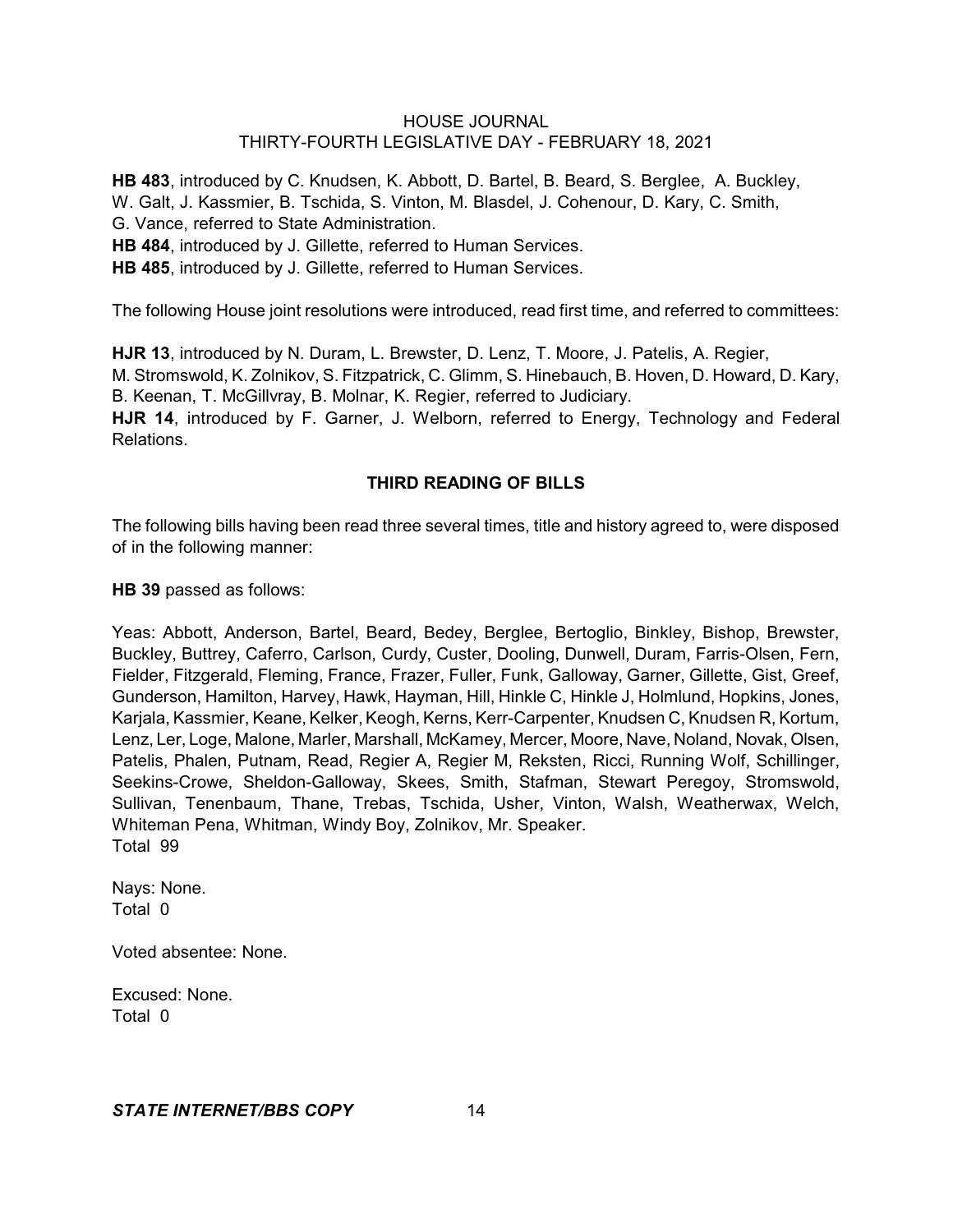**HB 483**, introduced by C. Knudsen, K. Abbott, D. Bartel, B. Beard, S. Berglee, A. Buckley, W. Galt, J. Kassmier, B. Tschida, S. Vinton, M. Blasdel, J. Cohenour, D. Kary, C. Smith, G. Vance, referred to State Administration.
**HB 484**, introduced by J. Gillette, referred to Human Services.
**HB 485**, introduced by J. Gillette, referred to Human Services.

The following House joint resolutions were introduced, read first time, and referred to committees:

**HJR 13**, introduced by N. Duram, L. Brewster, D. Lenz, T. Moore, J. Patelis, A. Regier, M. Stromswold, K. Zolnikov, S. Fitzpatrick, C. Glimm, S. Hinebauch, B. Hoven, D. Howard, D. Kary, B. Keenan, T. McGillvray, B. Molnar, K. Regier, referred to Judiciary.
**HJR 14**, introduced by F. Garner, J. Welborn, referred to Energy, Technology and Federal Relations.

## THIRD READING OF BILLS

The following bills having been read three several times, title and history agreed to, were disposed of in the following manner:

**HB 39** passed as follows:

Yeas: Abbott, Anderson, Bartel, Beard, Bedey, Berglee, Bertoglio, Binkley, Bishop, Brewster, Buckley, Buttrey, Caferro, Carlson, Curdy, Custer, Dooling, Dunwell, Duram, Farris-Olsen, Fern, Fielder, Fitzgerald, Fleming, France, Frazer, Fuller, Funk, Galloway, Garner, Gillette, Gist, Greef, Gunderson, Hamilton, Harvey, Hawk, Hayman, Hill, Hinkle C, Hinkle J, Holmlund, Hopkins, Jones, Karjala, Kassmier, Keane, Kelker, Keogh, Kerns, Kerr-Carpenter, Knudsen C, Knudsen R, Kortum, Lenz, Ler, Loge, Malone, Marler, Marshall, McKamey, Mercer, Moore, Nave, Noland, Novak, Olsen, Patelis, Phalen, Putnam, Read, Regier A, Regier M, Reksten, Ricci, Running Wolf, Schillinger, Seekins-Crowe, Sheldon-Galloway, Skees, Smith, Stafman, Stewart Peregoy, Stromswold, Sullivan, Tenenbaum, Thane, Trebas, Tschida, Usher, Vinton, Walsh, Weatherwax, Welch, Whiteman Pena, Whitman, Windy Boy, Zolnikov, Mr. Speaker.
Total 99

Nays: None.
Total 0

Voted absentee: None.

Excused: None.
Total 0

***STATE INTERNET/BBS COPY***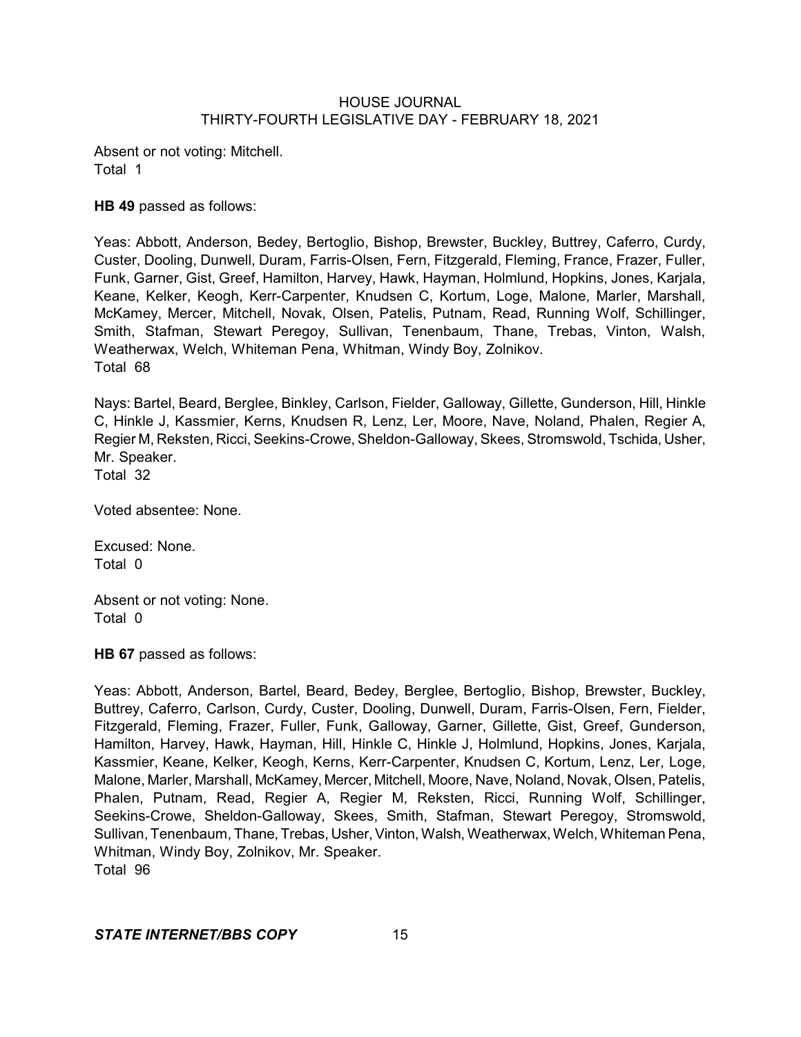Absent or not voting: Mitchell.
Total 1

**HB 49** passed as follows:

Yeas: Abbott, Anderson, Bedey, Bertoglio, Bishop, Brewster, Buckley, Buttrey, Caferro, Curdy, Custer, Dooling, Dunwell, Duram, Farris-Olsen, Fern, Fitzgerald, Fleming, France, Frazer, Fuller, Funk, Garner, Gist, Greef, Hamilton, Harvey, Hawk, Hayman, Holmlund, Hopkins, Jones, Karjala, Keane, Kelker, Keogh, Kerr-Carpenter, Knudsen C, Kortum, Loge, Malone, Marler, Marshall, McKamey, Mercer, Mitchell, Novak, Olsen, Patelis, Putnam, Read, Running Wolf, Schillinger, Smith, Stafman, Stewart Peregoy, Sullivan, Tenenbaum, Thane, Trebas, Vinton, Walsh, Weatherwax, Welch, Whiteman Pena, Whitman, Windy Boy, Zolnikov.
Total 68

Nays: Bartel, Beard, Berglee, Binkley, Carlson, Fielder, Galloway, Gillette, Gunderson, Hill, Hinkle C, Hinkle J, Kassmier, Kerns, Knudsen R, Lenz, Ler, Moore, Nave, Noland, Phalen, Regier A, Regier M, Reksten, Ricci, Seekins-Crowe, Sheldon-Galloway, Skees, Stromswold, Tschida, Usher, Mr. Speaker.
Total 32

Voted absentee: None.

Excused: None.
Total 0

Absent or not voting: None.
Total 0

**HB 67** passed as follows:

Yeas: Abbott, Anderson, Bartel, Beard, Bedey, Berglee, Bertoglio, Bishop, Brewster, Buckley, Buttrey, Caferro, Carlson, Curdy, Custer, Dooling, Dunwell, Duram, Farris-Olsen, Fern, Fielder, Fitzgerald, Fleming, Frazer, Fuller, Funk, Galloway, Garner, Gillette, Gist, Greef, Gunderson, Hamilton, Harvey, Hawk, Hayman, Hill, Hinkle C, Hinkle J, Holmlund, Hopkins, Jones, Karjala, Kassmier, Keane, Kelker, Keogh, Kerns, Kerr-Carpenter, Knudsen C, Kortum, Lenz, Ler, Loge, Malone, Marler, Marshall, McKamey, Mercer, Mitchell, Moore, Nave, Noland, Novak, Olsen, Patelis, Phalen, Putnam, Read, Regier A, Regier M, Reksten, Ricci, Running Wolf, Schillinger, Seekins-Crowe, Sheldon-Galloway, Skees, Smith, Stafman, Stewart Peregoy, Stromswold, Sullivan, Tenenbaum, Thane, Trebas, Usher, Vinton, Walsh, Weatherwax, Welch, Whiteman Pena, Whitman, Windy Boy, Zolnikov, Mr. Speaker.
Total 96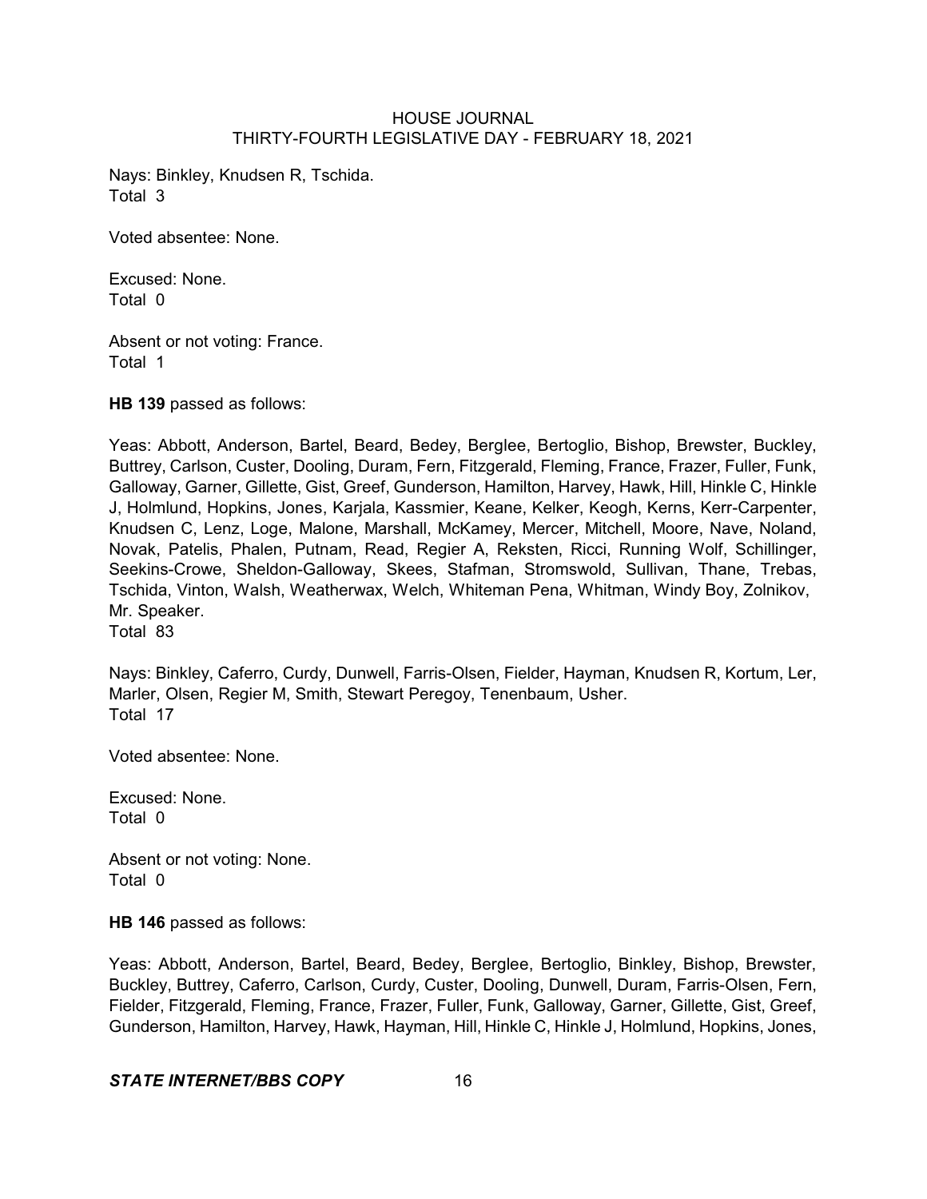Nays: Binkley, Knudsen R, Tschida.
Total 3

Voted absentee: None.

Excused: None.
Total 0

Absent or not voting: France.
Total 1

**HB 139** passed as follows:

Yeas: Abbott, Anderson, Bartel, Beard, Bedey, Berglee, Bertoglio, Bishop, Brewster, Buckley, Buttrey, Carlson, Custer, Dooling, Duram, Fern, Fitzgerald, Fleming, France, Frazer, Fuller, Funk, Galloway, Garner, Gillette, Gist, Greef, Gunderson, Hamilton, Harvey, Hawk, Hill, Hinkle C, Hinkle J, Holmlund, Hopkins, Jones, Karjala, Kassmier, Keane, Kelker, Keogh, Kerns, Kerr-Carpenter, Knudsen C, Lenz, Loge, Malone, Marshall, McKamey, Mercer, Mitchell, Moore, Nave, Noland, Novak, Patelis, Phalen, Putnam, Read, Regier A, Reksten, Ricci, Running Wolf, Schillinger, Seekins-Crowe, Sheldon-Galloway, Skees, Stafman, Stromswold, Sullivan, Thane, Trebas, Tschida, Vinton, Walsh, Weatherwax, Welch, Whiteman Pena, Whitman, Windy Boy, Zolnikov, Mr. Speaker.
Total 83

Nays: Binkley, Caferro, Curdy, Dunwell, Farris-Olsen, Fielder, Hayman, Knudsen R, Kortum, Ler, Marler, Olsen, Regier M, Smith, Stewart Peregoy, Tenenbaum, Usher.
Total 17

Voted absentee: None.

Excused: None.
Total 0

Absent or not voting: None.
Total 0

**HB 146** passed as follows:

Yeas: Abbott, Anderson, Bartel, Beard, Bedey, Berglee, Bertoglio, Binkley, Bishop, Brewster, Buckley, Buttrey, Caferro, Carlson, Curdy, Custer, Dooling, Dunwell, Duram, Farris-Olsen, Fern, Fielder, Fitzgerald, Fleming, France, Frazer, Fuller, Funk, Galloway, Garner, Gillette, Gist, Greef, Gunderson, Hamilton, Harvey, Hawk, Hayman, Hill, Hinkle C, Hinkle J, Holmlund, Hopkins, Jones,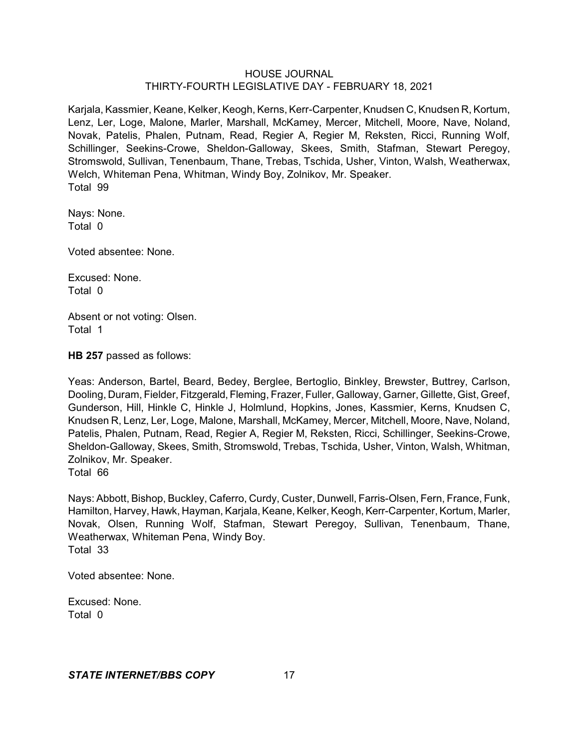Karjala, Kassmier, Keane, Kelker, Keogh, Kerns, Kerr-Carpenter, Knudsen C, Knudsen R, Kortum, Lenz, Ler, Loge, Malone, Marler, Marshall, McKamey, Mercer, Mitchell, Moore, Nave, Noland, Novak, Patelis, Phalen, Putnam, Read, Regier A, Regier M, Reksten, Ricci, Running Wolf, Schillinger, Seekins-Crowe, Sheldon-Galloway, Skees, Smith, Stafman, Stewart Peregoy, Stromswold, Sullivan, Tenenbaum, Thane, Trebas, Tschida, Usher, Vinton, Walsh, Weatherwax, Welch, Whiteman Pena, Whitman, Windy Boy, Zolnikov, Mr. Speaker.
Total 99

Nays: None.
Total 0

Voted absentee: None.

Excused: None.
Total 0

Absent or not voting: Olsen.
Total 1

**HB 257** passed as follows:

Yeas: Anderson, Bartel, Beard, Bedey, Berglee, Bertoglio, Binkley, Brewster, Buttrey, Carlson, Dooling, Duram, Fielder, Fitzgerald, Fleming, Frazer, Fuller, Galloway, Garner, Gillette, Gist, Greef, Gunderson, Hill, Hinkle C, Hinkle J, Holmlund, Hopkins, Jones, Kassmier, Kerns, Knudsen C, Knudsen R, Lenz, Ler, Loge, Malone, Marshall, McKamey, Mercer, Mitchell, Moore, Nave, Noland, Patelis, Phalen, Putnam, Read, Regier A, Regier M, Reksten, Ricci, Schillinger, Seekins-Crowe, Sheldon-Galloway, Skees, Smith, Stromswold, Trebas, Tschida, Usher, Vinton, Walsh, Whitman, Zolnikov, Mr. Speaker.
Total 66

Nays: Abbott, Bishop, Buckley, Caferro, Curdy, Custer, Dunwell, Farris-Olsen, Fern, France, Funk, Hamilton, Harvey, Hawk, Hayman, Karjala, Keane, Kelker, Keogh, Kerr-Carpenter, Kortum, Marler, Novak, Olsen, Running Wolf, Stafman, Stewart Peregoy, Sullivan, Tenenbaum, Thane, Weatherwax, Whiteman Pena, Windy Boy.
Total 33

Voted absentee: None.

Excused: None.
Total 0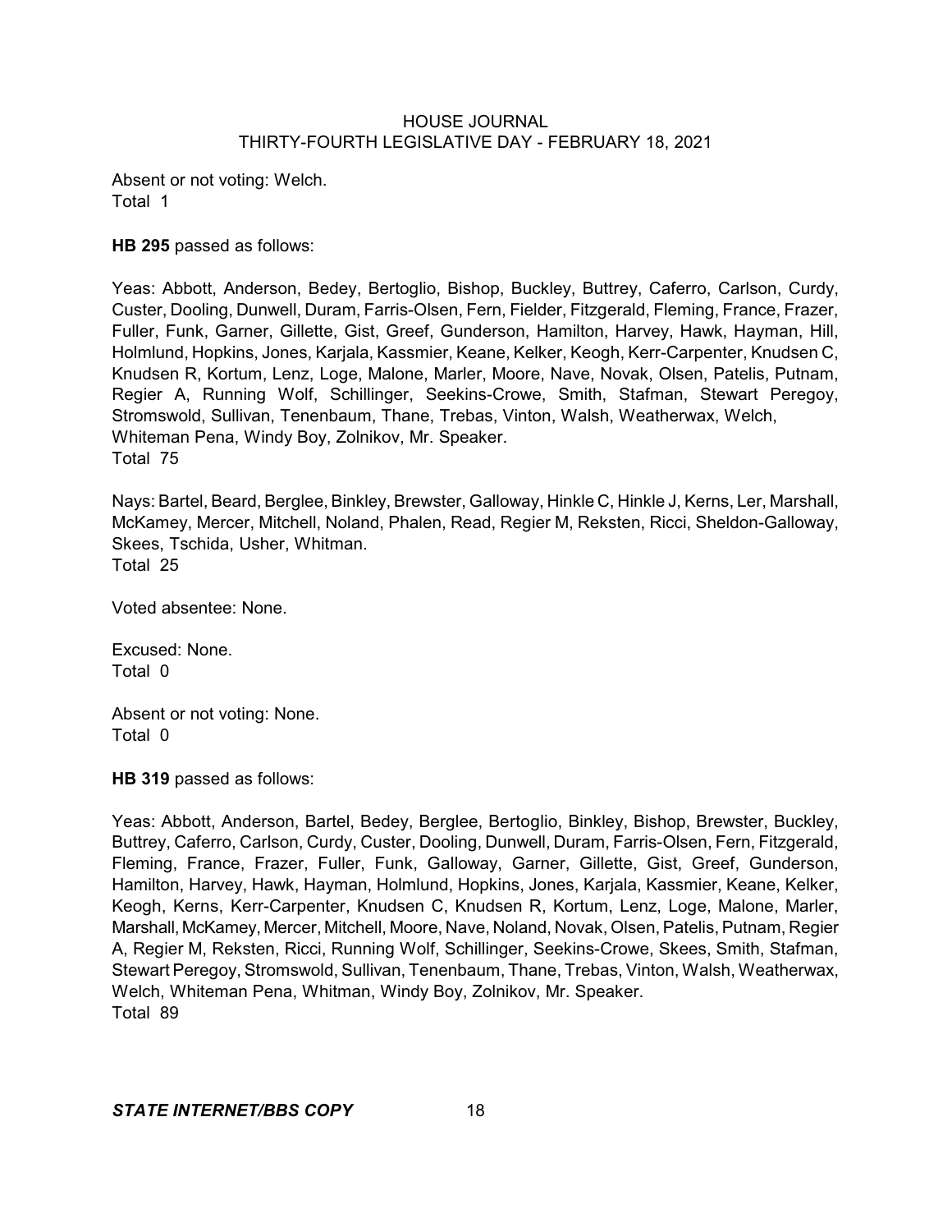Absent or not voting: Welch.
Total 1

**HB 295** passed as follows:

Yeas: Abbott, Anderson, Bedey, Bertoglio, Bishop, Buckley, Buttrey, Caferro, Carlson, Curdy, Custer, Dooling, Dunwell, Duram, Farris-Olsen, Fern, Fielder, Fitzgerald, Fleming, France, Frazer, Fuller, Funk, Garner, Gillette, Gist, Greef, Gunderson, Hamilton, Harvey, Hawk, Hayman, Hill, Holmlund, Hopkins, Jones, Karjala, Kassmier, Keane, Kelker, Keogh, Kerr-Carpenter, Knudsen C, Knudsen R, Kortum, Lenz, Loge, Malone, Marler, Moore, Nave, Novak, Olsen, Patelis, Putnam, Regier A, Running Wolf, Schillinger, Seekins-Crowe, Smith, Stafman, Stewart Peregoy, Stromswold, Sullivan, Tenenbaum, Thane, Trebas, Vinton, Walsh, Weatherwax, Welch, Whiteman Pena, Windy Boy, Zolnikov, Mr. Speaker.
Total 75

Nays: Bartel, Beard, Berglee, Binkley, Brewster, Galloway, Hinkle C, Hinkle J, Kerns, Ler, Marshall, McKamey, Mercer, Mitchell, Noland, Phalen, Read, Regier M, Reksten, Ricci, Sheldon-Galloway, Skees, Tschida, Usher, Whitman.
Total 25

Voted absentee: None.

Excused: None.
Total 0

Absent or not voting: None.
Total 0

**HB 319** passed as follows:

Yeas: Abbott, Anderson, Bartel, Bedey, Berglee, Bertoglio, Binkley, Bishop, Brewster, Buckley, Buttrey, Caferro, Carlson, Curdy, Custer, Dooling, Dunwell, Duram, Farris-Olsen, Fern, Fitzgerald, Fleming, France, Frazer, Fuller, Funk, Galloway, Garner, Gillette, Gist, Greef, Gunderson, Hamilton, Harvey, Hawk, Hayman, Holmlund, Hopkins, Jones, Karjala, Kassmier, Keane, Kelker, Keogh, Kerns, Kerr-Carpenter, Knudsen C, Knudsen R, Kortum, Lenz, Loge, Malone, Marler, Marshall, McKamey, Mercer, Mitchell, Moore, Nave, Noland, Novak, Olsen, Patelis, Putnam, Regier A, Regier M, Reksten, Ricci, Running Wolf, Schillinger, Seekins-Crowe, Skees, Smith, Stafman, Stewart Peregoy, Stromswold, Sullivan, Tenenbaum, Thane, Trebas, Vinton, Walsh, Weatherwax, Welch, Whiteman Pena, Whitman, Windy Boy, Zolnikov, Mr. Speaker.
Total 89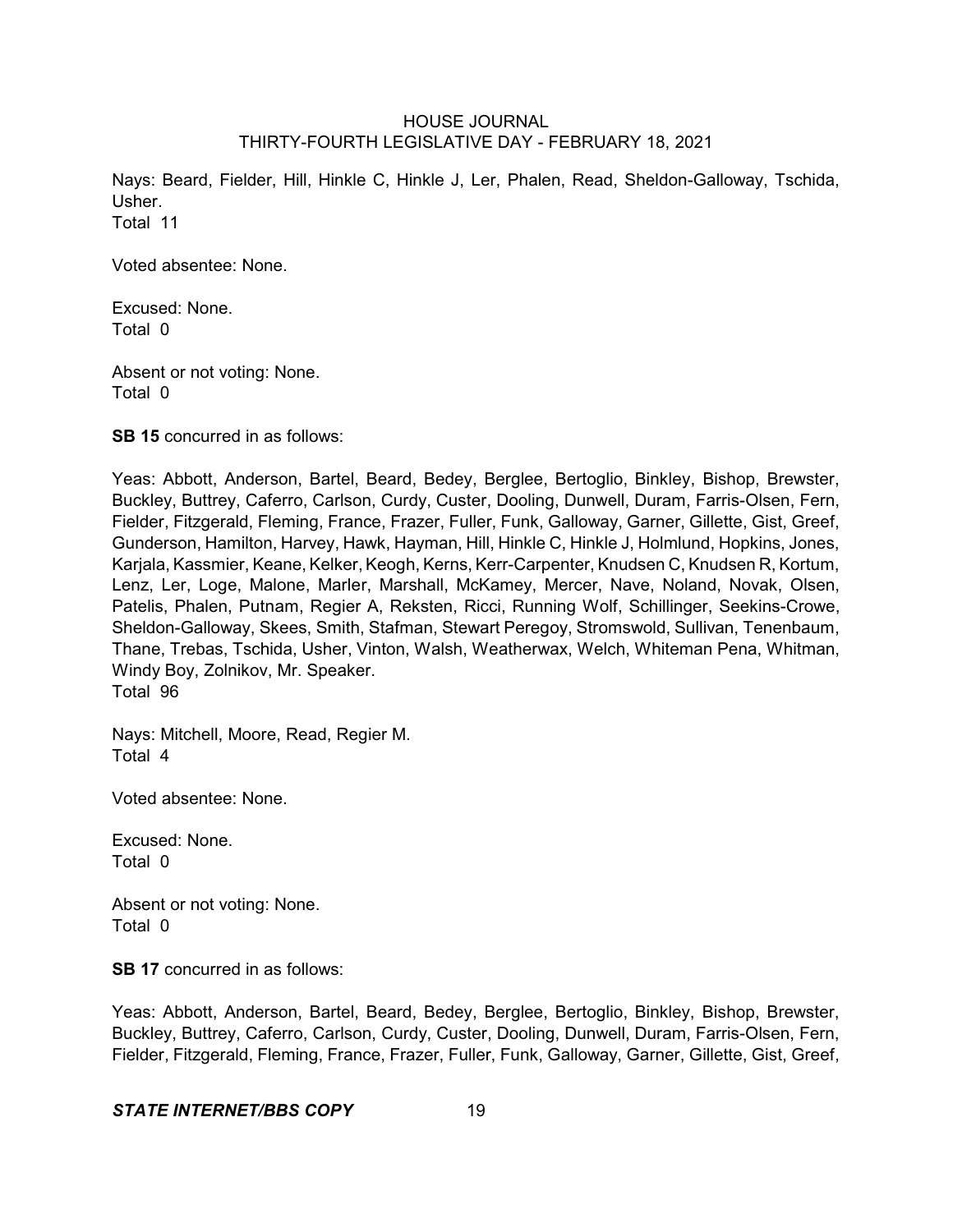Nays: Beard, Fielder, Hill, Hinkle C, Hinkle J, Ler, Phalen, Read, Sheldon-Galloway, Tschida, Usher.
Total 11

Voted absentee: None.

Excused: None.
Total 0

Absent or not voting: None.
Total 0

**SB 15** concurred in as follows:

Yeas: Abbott, Anderson, Bartel, Beard, Bedey, Berglee, Bertoglio, Binkley, Bishop, Brewster, Buckley, Buttrey, Caferro, Carlson, Curdy, Custer, Dooling, Dunwell, Duram, Farris-Olsen, Fern, Fielder, Fitzgerald, Fleming, France, Frazer, Fuller, Funk, Galloway, Garner, Gillette, Gist, Greef, Gunderson, Hamilton, Harvey, Hawk, Hayman, Hill, Hinkle C, Hinkle J, Holmlund, Hopkins, Jones, Karjala, Kassmier, Keane, Kelker, Keogh, Kerns, Kerr-Carpenter, Knudsen C, Knudsen R, Kortum, Lenz, Ler, Loge, Malone, Marler, Marshall, McKamey, Mercer, Nave, Noland, Novak, Olsen, Patelis, Phalen, Putnam, Regier A, Reksten, Ricci, Running Wolf, Schillinger, Seekins-Crowe, Sheldon-Galloway, Skees, Smith, Stafman, Stewart Peregoy, Stromswold, Sullivan, Tenenbaum, Thane, Trebas, Tschida, Usher, Vinton, Walsh, Weatherwax, Welch, Whiteman Pena, Whitman, Windy Boy, Zolnikov, Mr. Speaker.
Total 96

Nays: Mitchell, Moore, Read, Regier M.
Total 4

Voted absentee: None.

Excused: None.
Total 0

Absent or not voting: None.
Total 0

**SB 17** concurred in as follows:

Yeas: Abbott, Anderson, Bartel, Beard, Bedey, Berglee, Bertoglio, Binkley, Bishop, Brewster, Buckley, Buttrey, Caferro, Carlson, Curdy, Custer, Dooling, Dunwell, Duram, Farris-Olsen, Fern, Fielder, Fitzgerald, Fleming, France, Frazer, Fuller, Funk, Galloway, Garner, Gillette, Gist, Greef,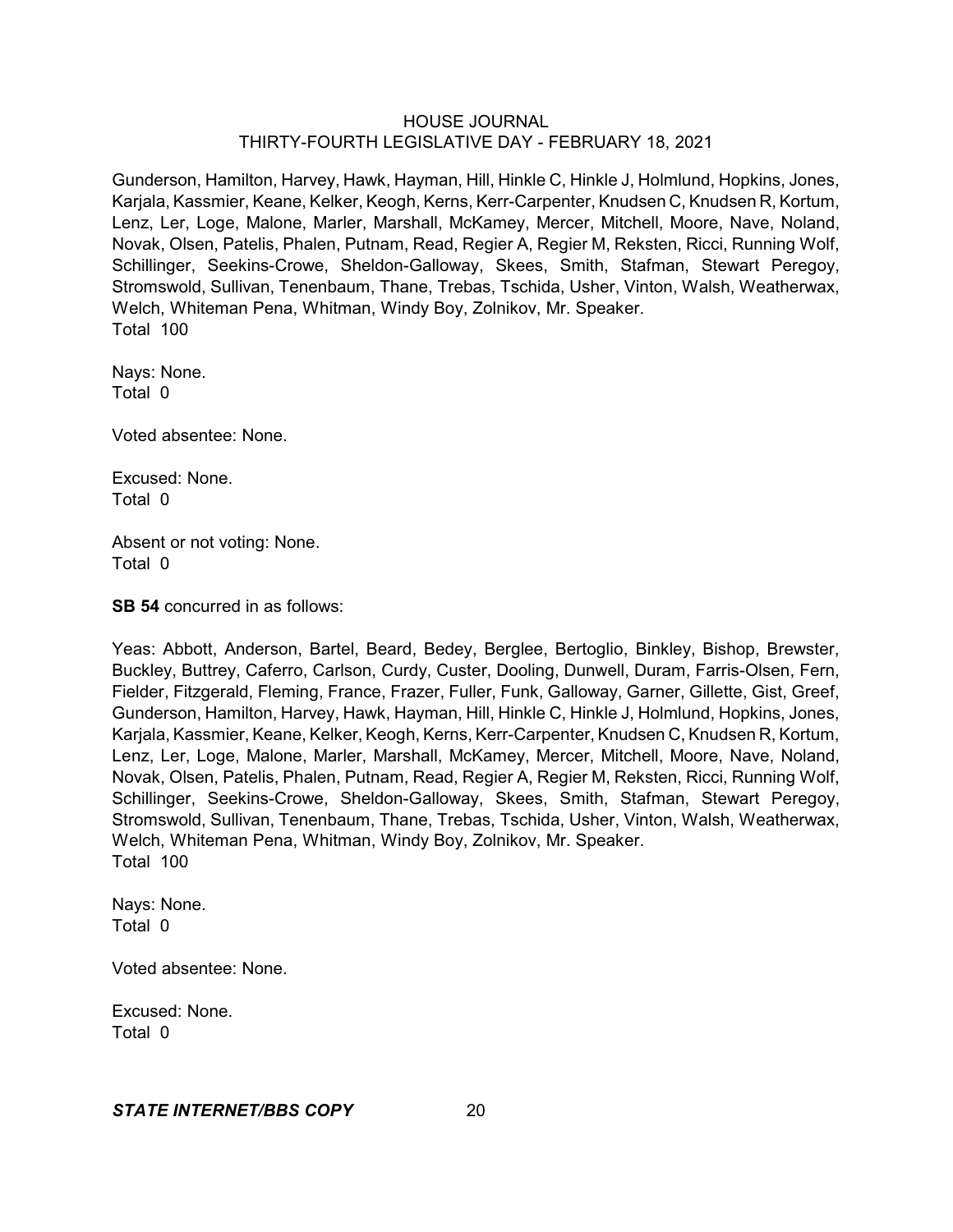Gunderson, Hamilton, Harvey, Hawk, Hayman, Hill, Hinkle C, Hinkle J, Holmlund, Hopkins, Jones, Karjala, Kassmier, Keane, Kelker, Keogh, Kerns, Kerr-Carpenter, Knudsen C, Knudsen R, Kortum, Lenz, Ler, Loge, Malone, Marler, Marshall, McKamey, Mercer, Mitchell, Moore, Nave, Noland, Novak, Olsen, Patelis, Phalen, Putnam, Read, Regier A, Regier M, Reksten, Ricci, Running Wolf, Schillinger, Seekins-Crowe, Sheldon-Galloway, Skees, Smith, Stafman, Stewart Peregoy, Stromswold, Sullivan, Tenenbaum, Thane, Trebas, Tschida, Usher, Vinton, Walsh, Weatherwax, Welch, Whiteman Pena, Whitman, Windy Boy, Zolnikov, Mr. Speaker.
Total 100

Nays: None.
Total 0

Voted absentee: None.

Excused: None.
Total 0

Absent or not voting: None.
Total 0

**SB 54** concurred in as follows:

Yeas: Abbott, Anderson, Bartel, Beard, Bedey, Berglee, Bertoglio, Binkley, Bishop, Brewster, Buckley, Buttrey, Caferro, Carlson, Curdy, Custer, Dooling, Dunwell, Duram, Farris-Olsen, Fern, Fielder, Fitzgerald, Fleming, France, Frazer, Fuller, Funk, Galloway, Garner, Gillette, Gist, Greef, Gunderson, Hamilton, Harvey, Hawk, Hayman, Hill, Hinkle C, Hinkle J, Holmlund, Hopkins, Jones, Karjala, Kassmier, Keane, Kelker, Keogh, Kerns, Kerr-Carpenter, Knudsen C, Knudsen R, Kortum, Lenz, Ler, Loge, Malone, Marler, Marshall, McKamey, Mercer, Mitchell, Moore, Nave, Noland, Novak, Olsen, Patelis, Phalen, Putnam, Read, Regier A, Regier M, Reksten, Ricci, Running Wolf, Schillinger, Seekins-Crowe, Sheldon-Galloway, Skees, Smith, Stafman, Stewart Peregoy, Stromswold, Sullivan, Tenenbaum, Thane, Trebas, Tschida, Usher, Vinton, Walsh, Weatherwax, Welch, Whiteman Pena, Whitman, Windy Boy, Zolnikov, Mr. Speaker.
Total 100

Nays: None.
Total 0

Voted absentee: None.

Excused: None.
Total 0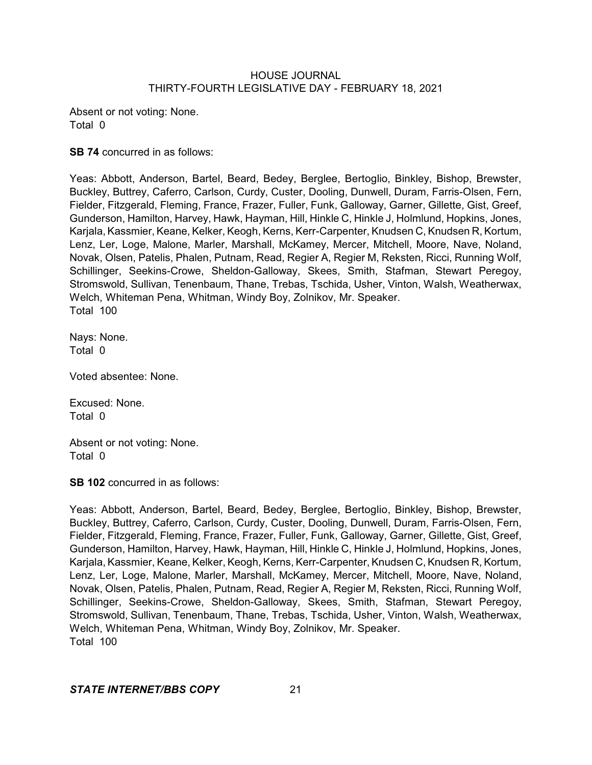Absent or not voting: None.
Total 0

**SB 74** concurred in as follows:

Yeas: Abbott, Anderson, Bartel, Beard, Bedey, Berglee, Bertoglio, Binkley, Bishop, Brewster, Buckley, Buttrey, Caferro, Carlson, Curdy, Custer, Dooling, Dunwell, Duram, Farris-Olsen, Fern, Fielder, Fitzgerald, Fleming, France, Frazer, Fuller, Funk, Galloway, Garner, Gillette, Gist, Greef, Gunderson, Hamilton, Harvey, Hawk, Hayman, Hill, Hinkle C, Hinkle J, Holmlund, Hopkins, Jones, Karjala, Kassmier, Keane, Kelker, Keogh, Kerns, Kerr-Carpenter, Knudsen C, Knudsen R, Kortum, Lenz, Ler, Loge, Malone, Marler, Marshall, McKamey, Mercer, Mitchell, Moore, Nave, Noland, Novak, Olsen, Patelis, Phalen, Putnam, Read, Regier A, Regier M, Reksten, Ricci, Running Wolf, Schillinger, Seekins-Crowe, Sheldon-Galloway, Skees, Smith, Stafman, Stewart Peregoy, Stromswold, Sullivan, Tenenbaum, Thane, Trebas, Tschida, Usher, Vinton, Walsh, Weatherwax, Welch, Whiteman Pena, Whitman, Windy Boy, Zolnikov, Mr. Speaker.
Total 100

Nays: None.
Total 0

Voted absentee: None.

Excused: None.
Total 0

Absent or not voting: None.
Total 0

**SB 102** concurred in as follows:

Yeas: Abbott, Anderson, Bartel, Beard, Bedey, Berglee, Bertoglio, Binkley, Bishop, Brewster, Buckley, Buttrey, Caferro, Carlson, Curdy, Custer, Dooling, Dunwell, Duram, Farris-Olsen, Fern, Fielder, Fitzgerald, Fleming, France, Frazer, Fuller, Funk, Galloway, Garner, Gillette, Gist, Greef, Gunderson, Hamilton, Harvey, Hawk, Hayman, Hill, Hinkle C, Hinkle J, Holmlund, Hopkins, Jones, Karjala, Kassmier, Keane, Kelker, Keogh, Kerns, Kerr-Carpenter, Knudsen C, Knudsen R, Kortum, Lenz, Ler, Loge, Malone, Marler, Marshall, McKamey, Mercer, Mitchell, Moore, Nave, Noland, Novak, Olsen, Patelis, Phalen, Putnam, Read, Regier A, Regier M, Reksten, Ricci, Running Wolf, Schillinger, Seekins-Crowe, Sheldon-Galloway, Skees, Smith, Stafman, Stewart Peregoy, Stromswold, Sullivan, Tenenbaum, Thane, Trebas, Tschida, Usher, Vinton, Walsh, Weatherwax, Welch, Whiteman Pena, Whitman, Windy Boy, Zolnikov, Mr. Speaker.
Total 100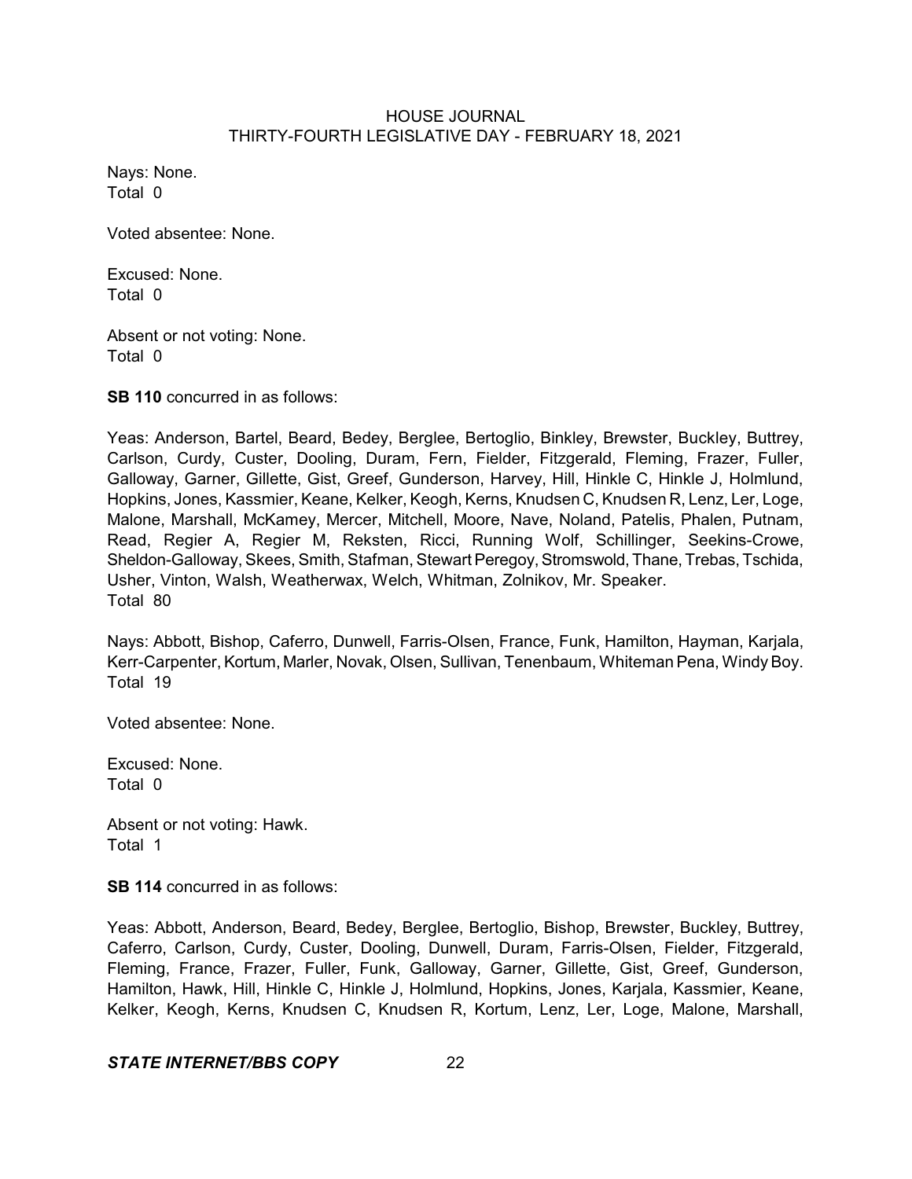Nays: None.
Total 0

Voted absentee: None.

Excused: None.
Total 0

Absent or not voting: None.
Total 0

**SB 110** concurred in as follows:

Yeas: Anderson, Bartel, Beard, Bedey, Berglee, Bertoglio, Binkley, Brewster, Buckley, Buttrey, Carlson, Curdy, Custer, Dooling, Duram, Fern, Fielder, Fitzgerald, Fleming, Frazer, Fuller, Galloway, Garner, Gillette, Gist, Greef, Gunderson, Harvey, Hill, Hinkle C, Hinkle J, Holmlund, Hopkins, Jones, Kassmier, Keane, Kelker, Keogh, Kerns, Knudsen C, Knudsen R, Lenz, Ler, Loge, Malone, Marshall, McKamey, Mercer, Mitchell, Moore, Nave, Noland, Patelis, Phalen, Putnam, Read, Regier A, Regier M, Reksten, Ricci, Running Wolf, Schillinger, Seekins-Crowe, Sheldon-Galloway, Skees, Smith, Stafman, Stewart Peregoy, Stromswold, Thane, Trebas, Tschida, Usher, Vinton, Walsh, Weatherwax, Welch, Whitman, Zolnikov, Mr. Speaker.
Total 80

Nays: Abbott, Bishop, Caferro, Dunwell, Farris-Olsen, France, Funk, Hamilton, Hayman, Karjala, Kerr-Carpenter, Kortum, Marler, Novak, Olsen, Sullivan, Tenenbaum, Whiteman Pena, Windy Boy.
Total 19

Voted absentee: None.

Excused: None.
Total 0

Absent or not voting: Hawk.
Total 1

**SB 114** concurred in as follows:

Yeas: Abbott, Anderson, Beard, Bedey, Berglee, Bertoglio, Bishop, Brewster, Buckley, Buttrey, Caferro, Carlson, Curdy, Custer, Dooling, Dunwell, Duram, Farris-Olsen, Fielder, Fitzgerald, Fleming, France, Frazer, Fuller, Funk, Galloway, Garner, Gillette, Gist, Greef, Gunderson, Hamilton, Hawk, Hill, Hinkle C, Hinkle J, Holmlund, Hopkins, Jones, Karjala, Kassmier, Keane, Kelker, Keogh, Kerns, Knudsen C, Knudsen R, Kortum, Lenz, Ler, Loge, Malone, Marshall,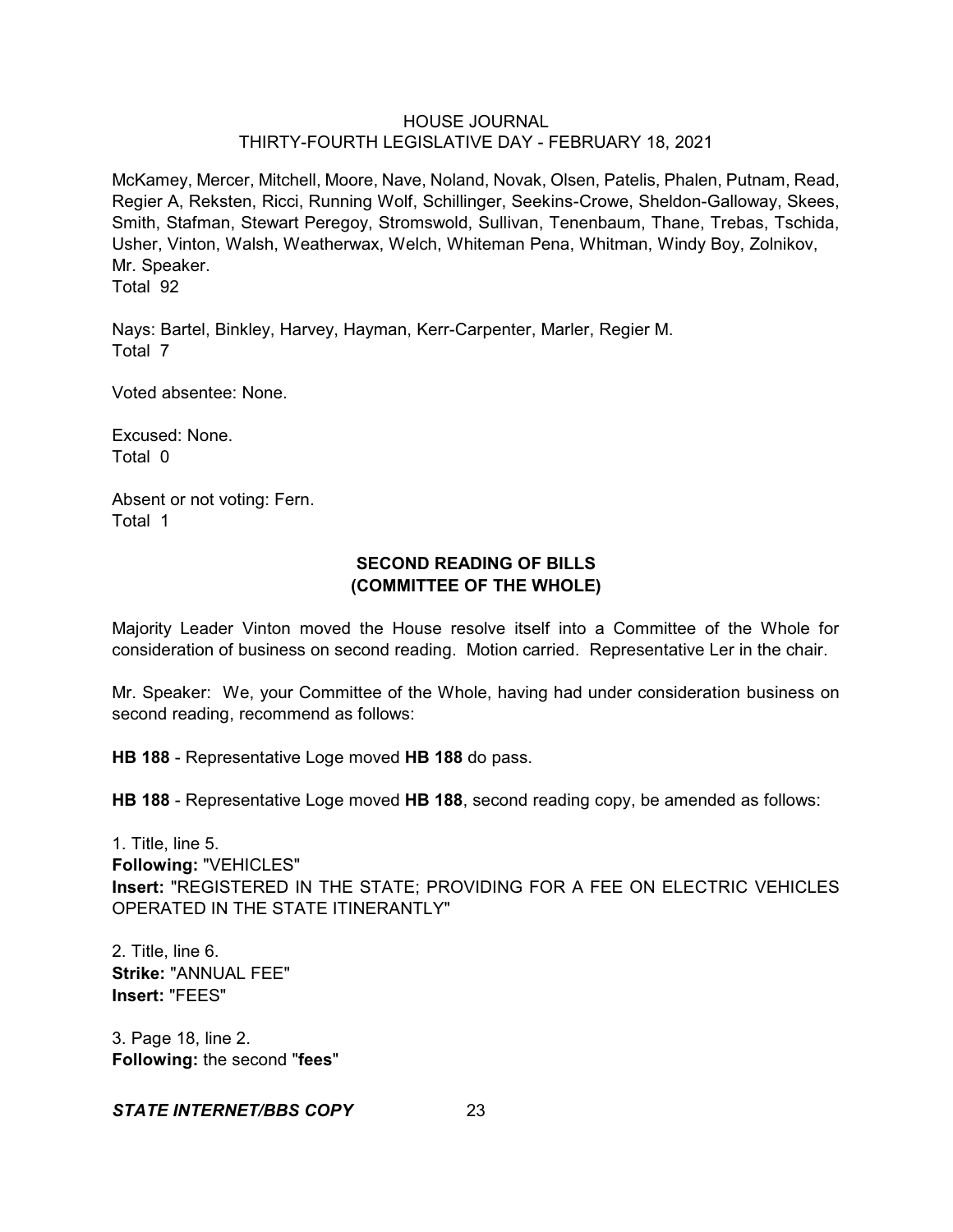McKamey, Mercer, Mitchell, Moore, Nave, Noland, Novak, Olsen, Patelis, Phalen, Putnam, Read, Regier A, Reksten, Ricci, Running Wolf, Schillinger, Seekins-Crowe, Sheldon-Galloway, Skees, Smith, Stafman, Stewart Peregoy, Stromswold, Sullivan, Tenenbaum, Thane, Trebas, Tschida, Usher, Vinton, Walsh, Weatherwax, Welch, Whiteman Pena, Whitman, Windy Boy, Zolnikov, Mr. Speaker.
Total 92

Nays: Bartel, Binkley, Harvey, Hayman, Kerr-Carpenter, Marler, Regier M.
Total 7

Voted absentee: None.

Excused: None.
Total 0

Absent or not voting: Fern.
Total 1

## SECOND READING OF BILLS
## (COMMITTEE OF THE WHOLE)

Majority Leader Vinton moved the House resolve itself into a Committee of the Whole for consideration of business on second reading. Motion carried. Representative Ler in the chair.

Mr. Speaker: We, your Committee of the Whole, having had under consideration business on second reading, recommend as follows:

**HB 188** - Representative Loge moved **HB 188** do pass.

**HB 188** - Representative Loge moved **HB 188**, second reading copy, be amended as follows:

1. Title, line 5.
**Following:** "VEHICLES"
**Insert:** "REGISTERED IN THE STATE; PROVIDING FOR A FEE ON ELECTRIC VEHICLES OPERATED IN THE STATE ITINERANTLY"

2. Title, line 6.
**Strike:** "ANNUAL FEE"
**Insert:** "FEES"

3. Page 18, line 2.
**Following:** the second "**fees**"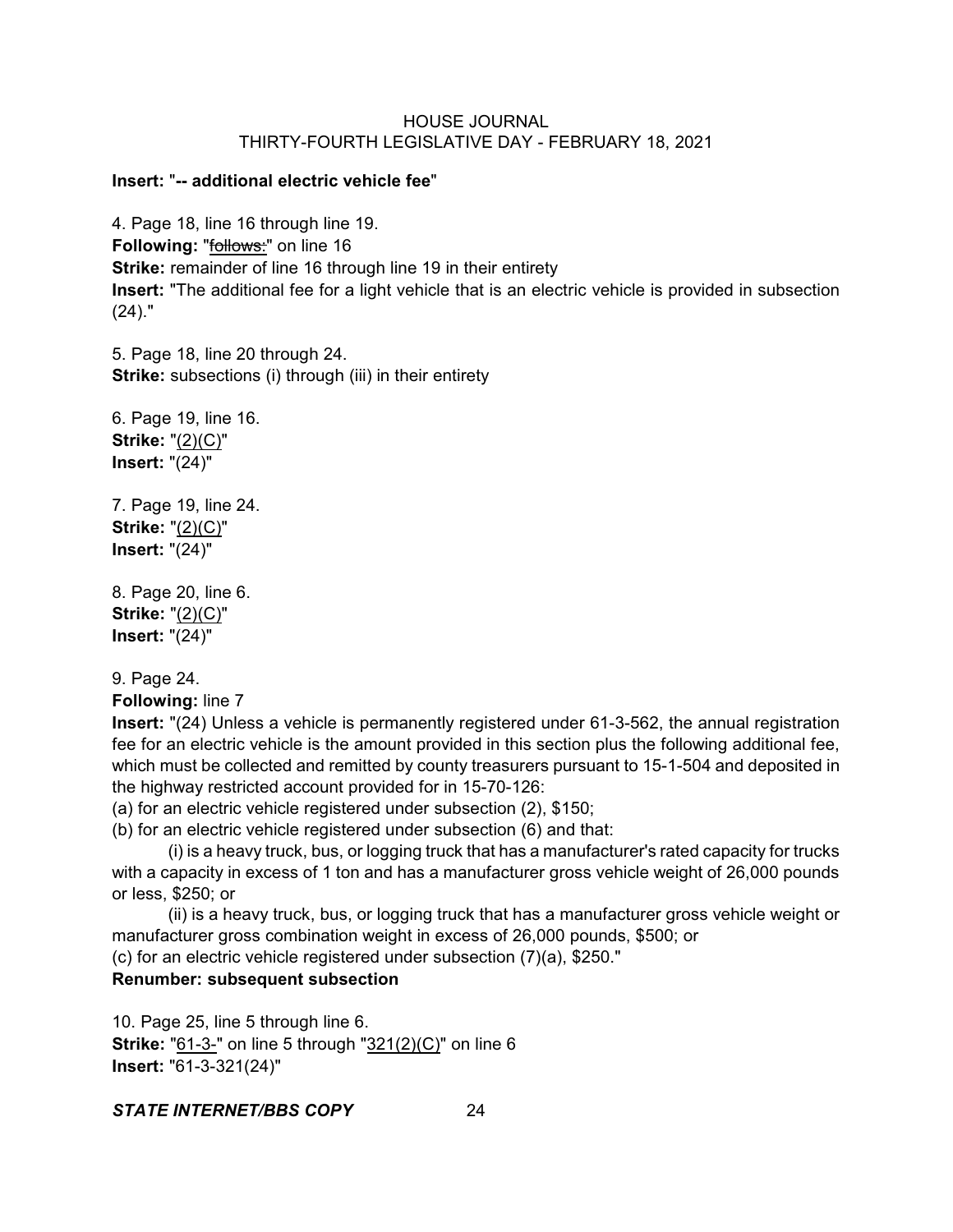**Insert:** "**-- additional electric vehicle fee**"

4. Page 18, line 16 through line 19.
**Following:** "~~follows:~~" on line 16
**Strike:** remainder of line 16 through line 19 in their entirety
**Insert:** "The additional fee for a light vehicle that is an electric vehicle is provided in subsection (24)."

5. Page 18, line 20 through 24.
**Strike:** subsections (i) through (iii) in their entirety

6. Page 19, line 16.
**Strike:** "<u>(2)(C)</u>"
**Insert:** "(24)"

7. Page 19, line 24.
**Strike:** "<u>(2)(C)</u>"
**Insert:** "(24)"

8. Page 20, line 6.
**Strike:** "<u>(2)(C)</u>"
**Insert:** "(24)"

9. Page 24.
**Following:** line 7
**Insert:** "(24) Unless a vehicle is permanently registered under 61-3-562, the annual registration fee for an electric vehicle is the amount provided in this section plus the following additional fee, which must be collected and remitted by county treasurers pursuant to 15-1-504 and deposited in the highway restricted account provided for in 15-70-126:
(a) for an electric vehicle registered under subsection (2), $150;
(b) for an electric vehicle registered under subsection (6) and that:
(i) is a heavy truck, bus, or logging truck that has a manufacturer's rated capacity for trucks with a capacity in excess of 1 ton and has a manufacturer gross vehicle weight of 26,000 pounds or less, $250; or
(ii) is a heavy truck, bus, or logging truck that has a manufacturer gross vehicle weight or manufacturer gross combination weight in excess of 26,000 pounds, $500; or
(c) for an electric vehicle registered under subsection (7)(a), $250."
**Renumber: subsequent subsection**

10. Page 25, line 5 through line 6.
**Strike:** "<u>61-3-</u>" on line 5 through "<u>321(2)(C)</u>" on line 6
**Insert:** "61-3-321(24)"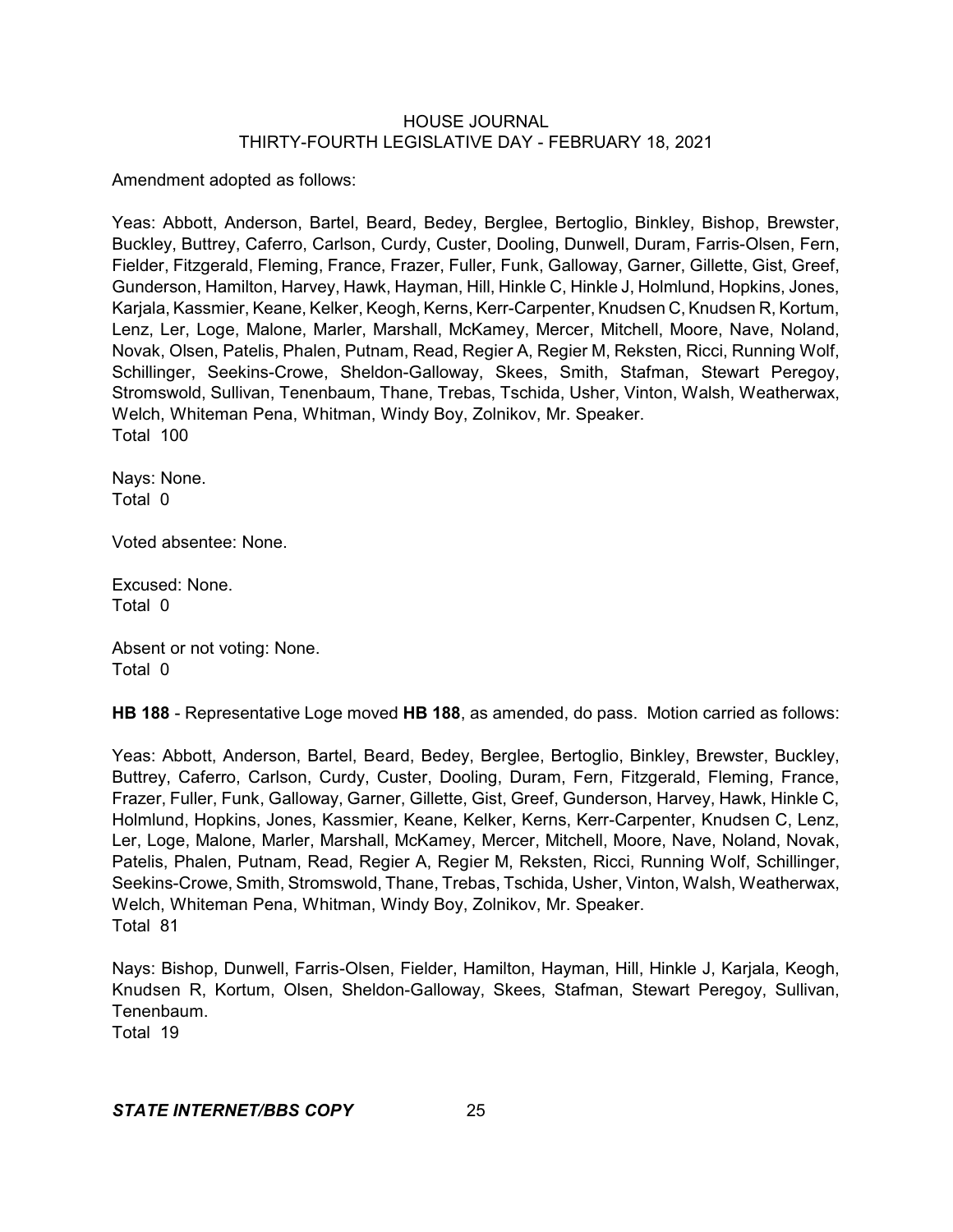Amendment adopted as follows:

Yeas: Abbott, Anderson, Bartel, Beard, Bedey, Berglee, Bertoglio, Binkley, Bishop, Brewster, Buckley, Buttrey, Caferro, Carlson, Curdy, Custer, Dooling, Dunwell, Duram, Farris-Olsen, Fern, Fielder, Fitzgerald, Fleming, France, Frazer, Fuller, Funk, Galloway, Garner, Gillette, Gist, Greef, Gunderson, Hamilton, Harvey, Hawk, Hayman, Hill, Hinkle C, Hinkle J, Holmlund, Hopkins, Jones, Karjala, Kassmier, Keane, Kelker, Keogh, Kerns, Kerr-Carpenter, Knudsen C, Knudsen R, Kortum, Lenz, Ler, Loge, Malone, Marler, Marshall, McKamey, Mercer, Mitchell, Moore, Nave, Noland, Novak, Olsen, Patelis, Phalen, Putnam, Read, Regier A, Regier M, Reksten, Ricci, Running Wolf, Schillinger, Seekins-Crowe, Sheldon-Galloway, Skees, Smith, Stafman, Stewart Peregoy, Stromswold, Sullivan, Tenenbaum, Thane, Trebas, Tschida, Usher, Vinton, Walsh, Weatherwax, Welch, Whiteman Pena, Whitman, Windy Boy, Zolnikov, Mr. Speaker.
Total 100

Nays: None.
Total 0

Voted absentee: None.

Excused: None.
Total 0

Absent or not voting: None.
Total 0

**HB 188** - Representative Loge moved **HB 188**, as amended, do pass. Motion carried as follows:

Yeas: Abbott, Anderson, Bartel, Beard, Bedey, Berglee, Bertoglio, Binkley, Brewster, Buckley, Buttrey, Caferro, Carlson, Curdy, Custer, Dooling, Duram, Fern, Fitzgerald, Fleming, France, Frazer, Fuller, Funk, Galloway, Garner, Gillette, Gist, Greef, Gunderson, Harvey, Hawk, Hinkle C, Holmlund, Hopkins, Jones, Kassmier, Keane, Kelker, Kerns, Kerr-Carpenter, Knudsen C, Lenz, Ler, Loge, Malone, Marler, Marshall, McKamey, Mercer, Mitchell, Moore, Nave, Noland, Novak, Patelis, Phalen, Putnam, Read, Regier A, Regier M, Reksten, Ricci, Running Wolf, Schillinger, Seekins-Crowe, Smith, Stromswold, Thane, Trebas, Tschida, Usher, Vinton, Walsh, Weatherwax, Welch, Whiteman Pena, Whitman, Windy Boy, Zolnikov, Mr. Speaker.
Total 81

Nays: Bishop, Dunwell, Farris-Olsen, Fielder, Hamilton, Hayman, Hill, Hinkle J, Karjala, Keogh, Knudsen R, Kortum, Olsen, Sheldon-Galloway, Skees, Stafman, Stewart Peregoy, Sullivan, Tenenbaum.
Total 19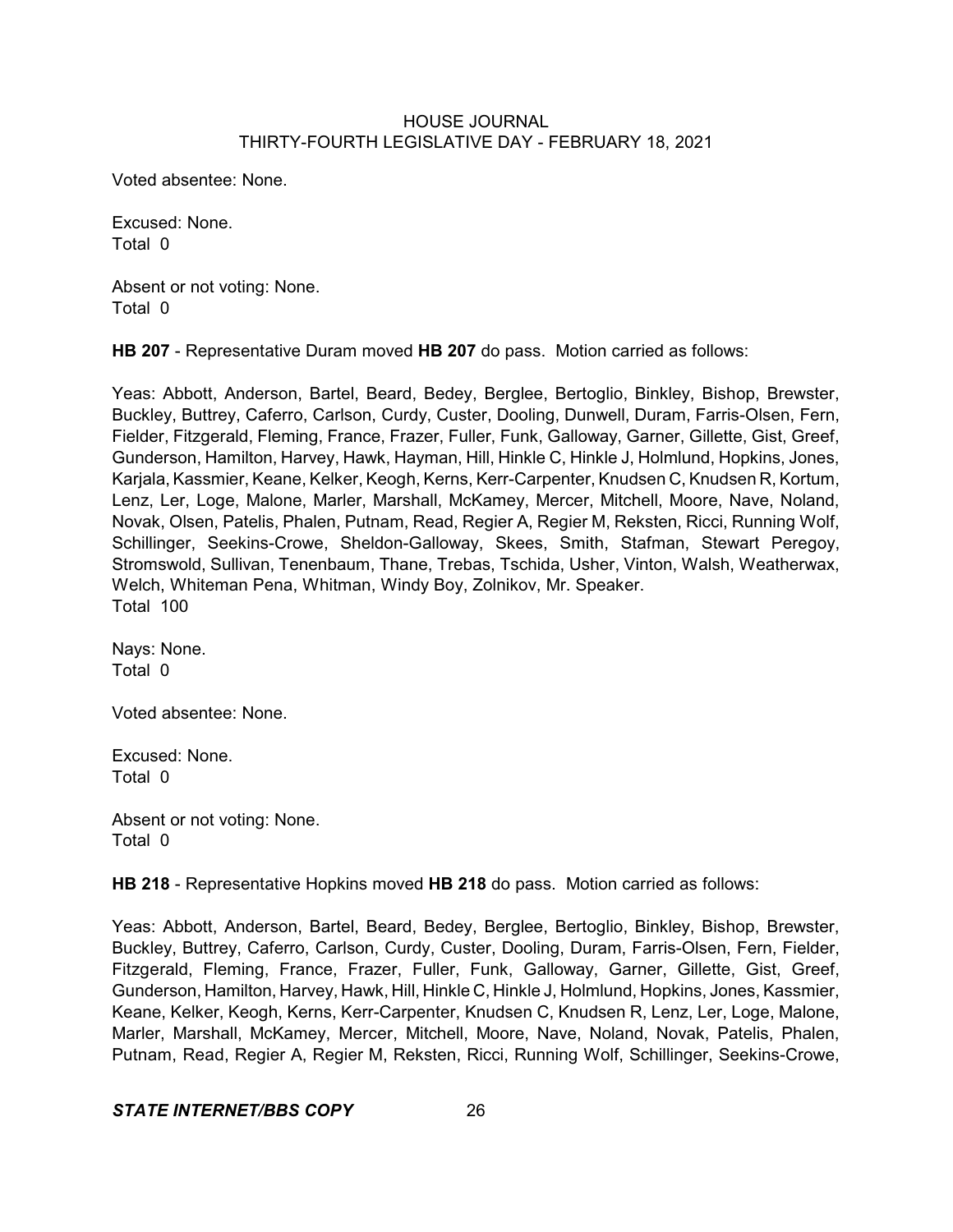Voted absentee: None.

Excused: None.
Total 0

Absent or not voting: None.
Total 0

**HB 207** - Representative Duram moved **HB 207** do pass. Motion carried as follows:

Yeas: Abbott, Anderson, Bartel, Beard, Bedey, Berglee, Bertoglio, Binkley, Bishop, Brewster, Buckley, Buttrey, Caferro, Carlson, Curdy, Custer, Dooling, Dunwell, Duram, Farris-Olsen, Fern, Fielder, Fitzgerald, Fleming, France, Frazer, Fuller, Funk, Galloway, Garner, Gillette, Gist, Greef, Gunderson, Hamilton, Harvey, Hawk, Hayman, Hill, Hinkle C, Hinkle J, Holmlund, Hopkins, Jones, Karjala, Kassmier, Keane, Kelker, Keogh, Kerns, Kerr-Carpenter, Knudsen C, Knudsen R, Kortum, Lenz, Ler, Loge, Malone, Marler, Marshall, McKamey, Mercer, Mitchell, Moore, Nave, Noland, Novak, Olsen, Patelis, Phalen, Putnam, Read, Regier A, Regier M, Reksten, Ricci, Running Wolf, Schillinger, Seekins-Crowe, Sheldon-Galloway, Skees, Smith, Stafman, Stewart Peregoy, Stromswold, Sullivan, Tenenbaum, Thane, Trebas, Tschida, Usher, Vinton, Walsh, Weatherwax, Welch, Whiteman Pena, Whitman, Windy Boy, Zolnikov, Mr. Speaker.
Total 100

Nays: None.
Total 0

Voted absentee: None.

Excused: None.
Total 0

Absent or not voting: None.
Total 0

**HB 218** - Representative Hopkins moved **HB 218** do pass. Motion carried as follows:

Yeas: Abbott, Anderson, Bartel, Beard, Bedey, Berglee, Bertoglio, Binkley, Bishop, Brewster, Buckley, Buttrey, Caferro, Carlson, Curdy, Custer, Dooling, Duram, Farris-Olsen, Fern, Fielder, Fitzgerald, Fleming, France, Frazer, Fuller, Funk, Galloway, Garner, Gillette, Gist, Greef, Gunderson, Hamilton, Harvey, Hawk, Hill, Hinkle C, Hinkle J, Holmlund, Hopkins, Jones, Kassmier, Keane, Kelker, Keogh, Kerns, Kerr-Carpenter, Knudsen C, Knudsen R, Lenz, Ler, Loge, Malone, Marler, Marshall, McKamey, Mercer, Mitchell, Moore, Nave, Noland, Novak, Patelis, Phalen, Putnam, Read, Regier A, Regier M, Reksten, Ricci, Running Wolf, Schillinger, Seekins-Crowe,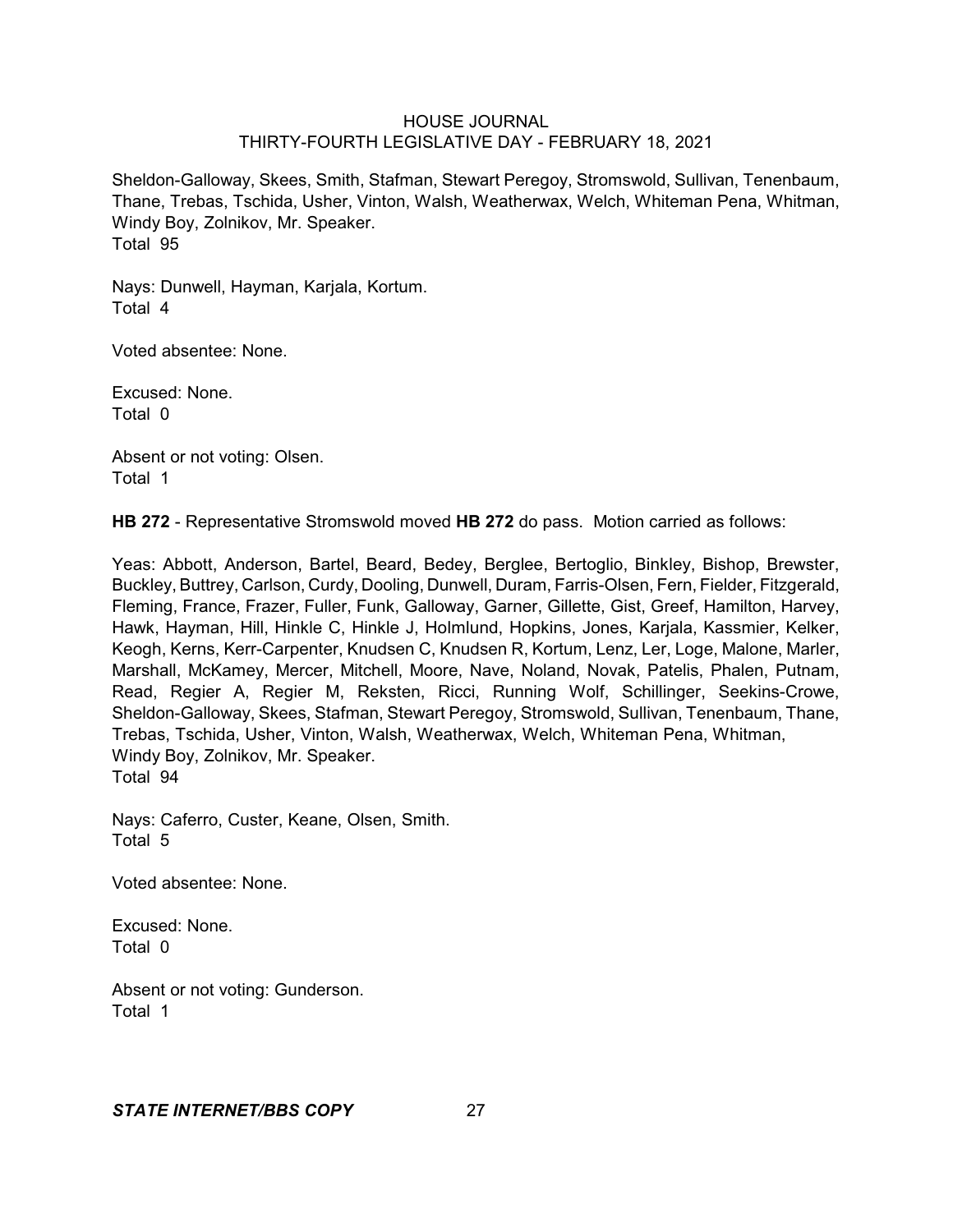Sheldon-Galloway, Skees, Smith, Stafman, Stewart Peregoy, Stromswold, Sullivan, Tenenbaum, Thane, Trebas, Tschida, Usher, Vinton, Walsh, Weatherwax, Welch, Whiteman Pena, Whitman, Windy Boy, Zolnikov, Mr. Speaker.
Total 95

Nays: Dunwell, Hayman, Karjala, Kortum.
Total 4

Voted absentee: None.

Excused: None.
Total 0

Absent or not voting: Olsen.
Total 1

**HB 272** - Representative Stromswold moved **HB 272** do pass. Motion carried as follows:

Yeas: Abbott, Anderson, Bartel, Beard, Bedey, Berglee, Bertoglio, Binkley, Bishop, Brewster, Buckley, Buttrey, Carlson, Curdy, Dooling, Dunwell, Duram, Farris-Olsen, Fern, Fielder, Fitzgerald, Fleming, France, Frazer, Fuller, Funk, Galloway, Garner, Gillette, Gist, Greef, Hamilton, Harvey, Hawk, Hayman, Hill, Hinkle C, Hinkle J, Holmlund, Hopkins, Jones, Karjala, Kassmier, Kelker, Keogh, Kerns, Kerr-Carpenter, Knudsen C, Knudsen R, Kortum, Lenz, Ler, Loge, Malone, Marler, Marshall, McKamey, Mercer, Mitchell, Moore, Nave, Noland, Novak, Patelis, Phalen, Putnam, Read, Regier A, Regier M, Reksten, Ricci, Running Wolf, Schillinger, Seekins-Crowe, Sheldon-Galloway, Skees, Stafman, Stewart Peregoy, Stromswold, Sullivan, Tenenbaum, Thane, Trebas, Tschida, Usher, Vinton, Walsh, Weatherwax, Welch, Whiteman Pena, Whitman, Windy Boy, Zolnikov, Mr. Speaker.
Total 94

Nays: Caferro, Custer, Keane, Olsen, Smith.
Total 5

Voted absentee: None.

Excused: None.
Total 0

Absent or not voting: Gunderson.
Total 1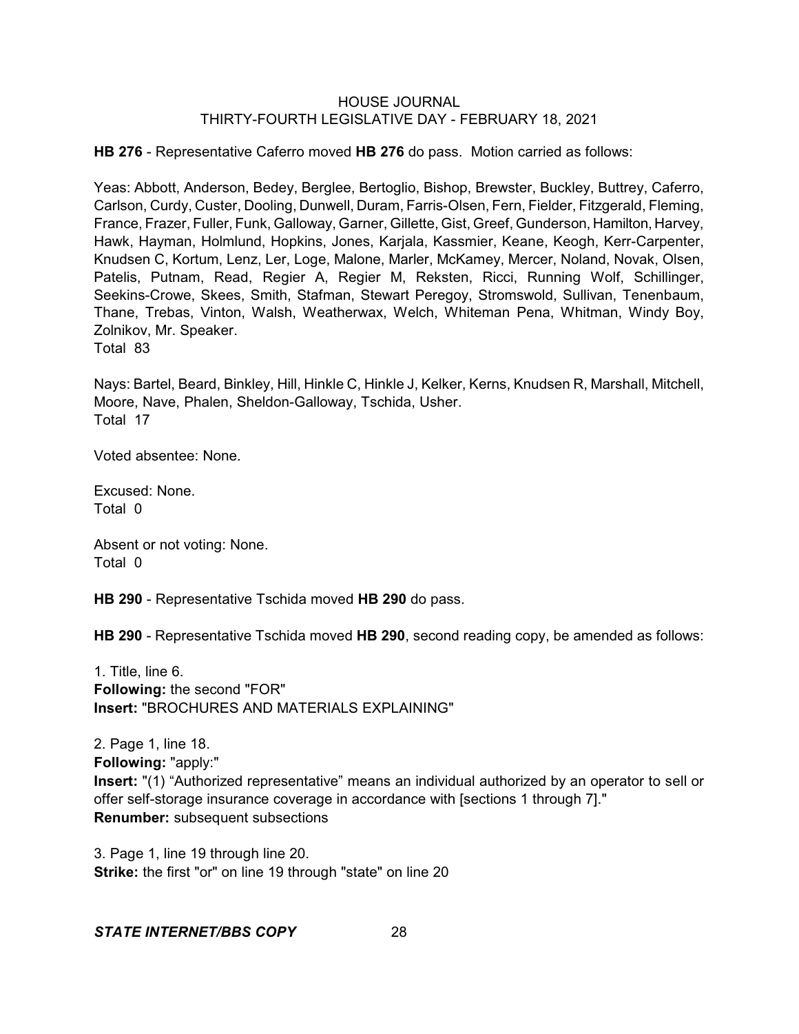**HB 276** - Representative Caferro moved **HB 276** do pass. Motion carried as follows:

Yeas: Abbott, Anderson, Bedey, Berglee, Bertoglio, Bishop, Brewster, Buckley, Buttrey, Caferro, Carlson, Curdy, Custer, Dooling, Dunwell, Duram, Farris-Olsen, Fern, Fielder, Fitzgerald, Fleming, France, Frazer, Fuller, Funk, Galloway, Garner, Gillette, Gist, Greef, Gunderson, Hamilton, Harvey, Hawk, Hayman, Holmlund, Hopkins, Jones, Karjala, Kassmier, Keane, Keogh, Kerr-Carpenter, Knudsen C, Kortum, Lenz, Ler, Loge, Malone, Marler, McKamey, Mercer, Noland, Novak, Olsen, Patelis, Putnam, Read, Regier A, Regier M, Reksten, Ricci, Running Wolf, Schillinger, Seekins-Crowe, Skees, Smith, Stafman, Stewart Peregoy, Stromswold, Sullivan, Tenenbaum, Thane, Trebas, Vinton, Walsh, Weatherwax, Welch, Whiteman Pena, Whitman, Windy Boy, Zolnikov, Mr. Speaker.
Total 83

Nays: Bartel, Beard, Binkley, Hill, Hinkle C, Hinkle J, Kelker, Kerns, Knudsen R, Marshall, Mitchell, Moore, Nave, Phalen, Sheldon-Galloway, Tschida, Usher.
Total 17

Voted absentee: None.

Excused: None.
Total 0

Absent or not voting: None.
Total 0

**HB 290** - Representative Tschida moved **HB 290** do pass.

**HB 290** - Representative Tschida moved **HB 290**, second reading copy, be amended as follows:

1. Title, line 6.
**Following:** the second "FOR"
**Insert:** "BROCHURES AND MATERIALS EXPLAINING"

2. Page 1, line 18.
**Following:** "apply:"
**Insert:** "(1) “Authorized representative” means an individual authorized by an operator to sell or offer self-storage insurance coverage in accordance with [sections 1 through 7]."
**Renumber:** subsequent subsections

3. Page 1, line 19 through line 20.
**Strike:** the first "or" on line 19 through "state" on line 20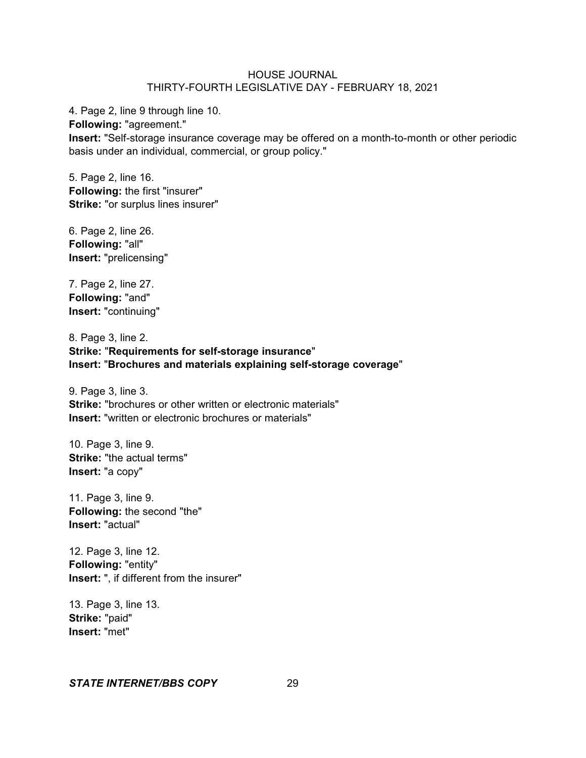4. Page 2, line 9 through line 10.
**Following:** "agreement."
**Insert:** "Self-storage insurance coverage may be offered on a month-to-month or other periodic basis under an individual, commercial, or group policy."

5. Page 2, line 16.
**Following:** the first "insurer"
**Strike:** "or surplus lines insurer"

6. Page 2, line 26.
**Following:** "all"
**Insert:** "prelicensing"

7. Page 2, line 27.
**Following:** "and"
**Insert:** "continuing"

8. Page 3, line 2.
**Strike:** "**Requirements for self-storage insurance**"
**Insert:** "**Brochures and materials explaining self-storage coverage**"

9. Page 3, line 3.
**Strike:** "brochures or other written or electronic materials"
**Insert:** "written or electronic brochures or materials"

10. Page 3, line 9.
**Strike:** "the actual terms"
**Insert:** "a copy"

11. Page 3, line 9.
**Following:** the second "the"
**Insert:** "actual"

12. Page 3, line 12.
**Following:** "entity"
**Insert:** ", if different from the insurer"

13. Page 3, line 13.
**Strike:** "paid"
**Insert:** "met"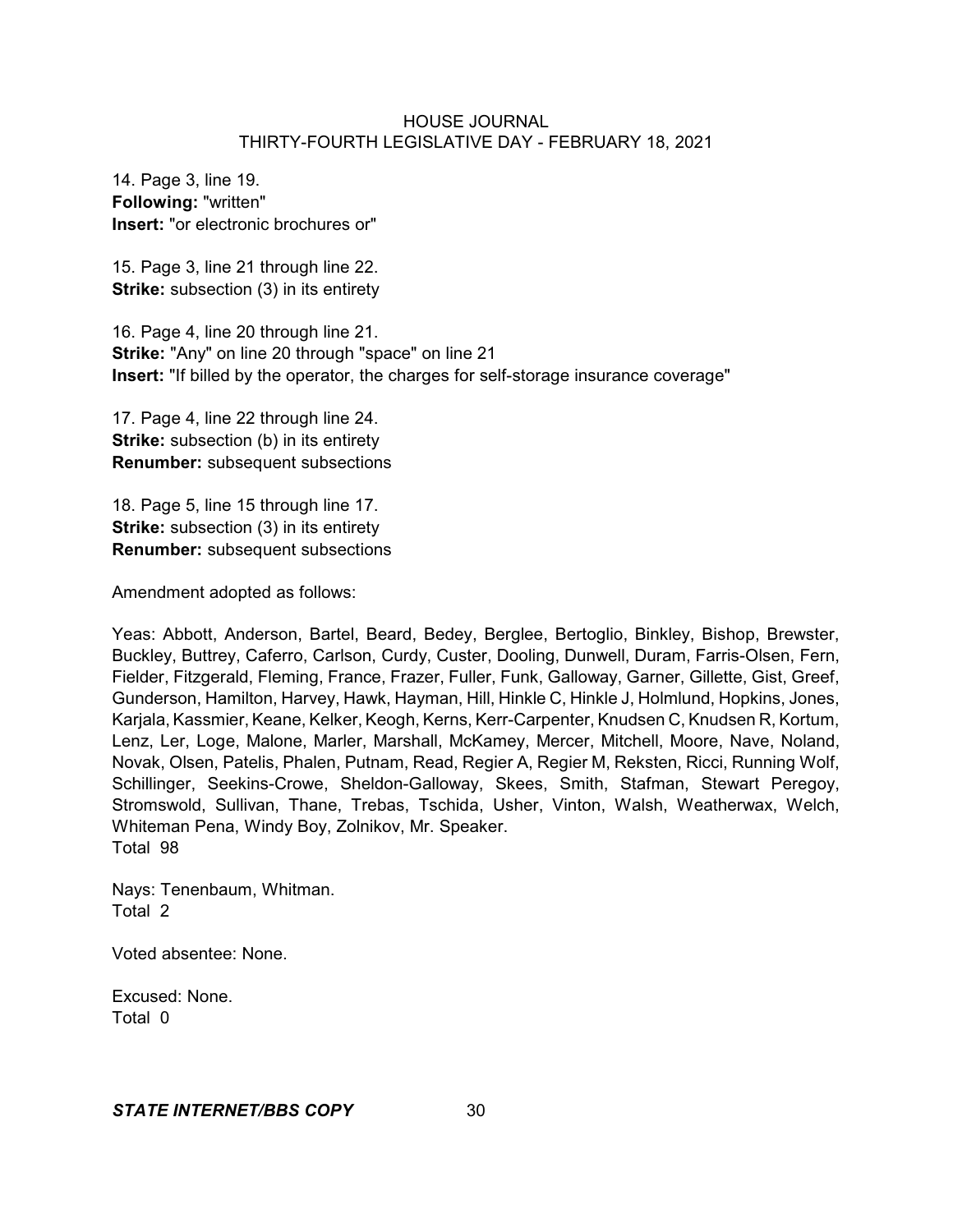14. Page 3, line 19.
**Following:** "written"
**Insert:** "or electronic brochures or"

15. Page 3, line 21 through line 22.
**Strike:** subsection (3) in its entirety

16. Page 4, line 20 through line 21.
**Strike:** "Any" on line 20 through "space" on line 21
**Insert:** "If billed by the operator, the charges for self-storage insurance coverage"

17. Page 4, line 22 through line 24.
**Strike:** subsection (b) in its entirety
**Renumber:** subsequent subsections

18. Page 5, line 15 through line 17.
**Strike:** subsection (3) in its entirety
**Renumber:** subsequent subsections

Amendment adopted as follows:

Yeas: Abbott, Anderson, Bartel, Beard, Bedey, Berglee, Bertoglio, Binkley, Bishop, Brewster, Buckley, Buttrey, Caferro, Carlson, Curdy, Custer, Dooling, Dunwell, Duram, Farris-Olsen, Fern, Fielder, Fitzgerald, Fleming, France, Frazer, Fuller, Funk, Galloway, Garner, Gillette, Gist, Greef, Gunderson, Hamilton, Harvey, Hawk, Hayman, Hill, Hinkle C, Hinkle J, Holmlund, Hopkins, Jones, Karjala, Kassmier, Keane, Kelker, Keogh, Kerns, Kerr-Carpenter, Knudsen C, Knudsen R, Kortum, Lenz, Ler, Loge, Malone, Marler, Marshall, McKamey, Mercer, Mitchell, Moore, Nave, Noland, Novak, Olsen, Patelis, Phalen, Putnam, Read, Regier A, Regier M, Reksten, Ricci, Running Wolf, Schillinger, Seekins-Crowe, Sheldon-Galloway, Skees, Smith, Stafman, Stewart Peregoy, Stromswold, Sullivan, Thane, Trebas, Tschida, Usher, Vinton, Walsh, Weatherwax, Welch, Whiteman Pena, Windy Boy, Zolnikov, Mr. Speaker.
Total 98

Nays: Tenenbaum, Whitman.
Total 2

Voted absentee: None.

Excused: None.
Total 0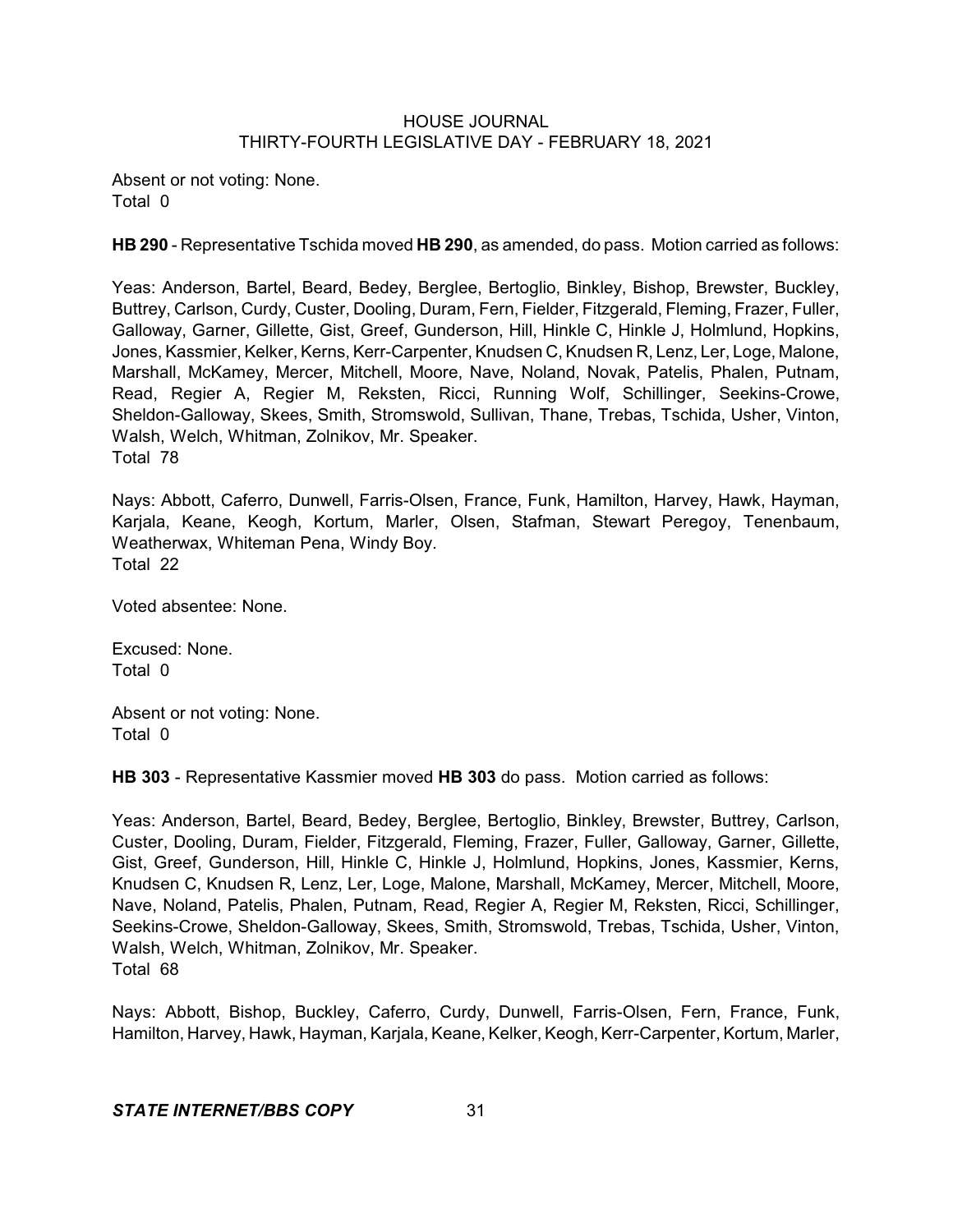Absent or not voting: None.
Total 0

**HB 290** - Representative Tschida moved **HB 290**, as amended, do pass. Motion carried as follows:

Yeas: Anderson, Bartel, Beard, Bedey, Berglee, Bertoglio, Binkley, Bishop, Brewster, Buckley, Buttrey, Carlson, Curdy, Custer, Dooling, Duram, Fern, Fielder, Fitzgerald, Fleming, Frazer, Fuller, Galloway, Garner, Gillette, Gist, Greef, Gunderson, Hill, Hinkle C, Hinkle J, Holmlund, Hopkins, Jones, Kassmier, Kelker, Kerns, Kerr-Carpenter, Knudsen C, Knudsen R, Lenz, Ler, Loge, Malone, Marshall, McKamey, Mercer, Mitchell, Moore, Nave, Noland, Novak, Patelis, Phalen, Putnam, Read, Regier A, Regier M, Reksten, Ricci, Running Wolf, Schillinger, Seekins-Crowe, Sheldon-Galloway, Skees, Smith, Stromswold, Sullivan, Thane, Trebas, Tschida, Usher, Vinton, Walsh, Welch, Whitman, Zolnikov, Mr. Speaker.
Total 78

Nays: Abbott, Caferro, Dunwell, Farris-Olsen, France, Funk, Hamilton, Harvey, Hawk, Hayman, Karjala, Keane, Keogh, Kortum, Marler, Olsen, Stafman, Stewart Peregoy, Tenenbaum, Weatherwax, Whiteman Pena, Windy Boy.
Total 22

Voted absentee: None.

Excused: None.
Total 0

Absent or not voting: None.
Total 0

**HB 303** - Representative Kassmier moved **HB 303** do pass. Motion carried as follows:

Yeas: Anderson, Bartel, Beard, Bedey, Berglee, Bertoglio, Binkley, Brewster, Buttrey, Carlson, Custer, Dooling, Duram, Fielder, Fitzgerald, Fleming, Frazer, Fuller, Galloway, Garner, Gillette, Gist, Greef, Gunderson, Hill, Hinkle C, Hinkle J, Holmlund, Hopkins, Jones, Kassmier, Kerns, Knudsen C, Knudsen R, Lenz, Ler, Loge, Malone, Marshall, McKamey, Mercer, Mitchell, Moore, Nave, Noland, Patelis, Phalen, Putnam, Read, Regier A, Regier M, Reksten, Ricci, Schillinger, Seekins-Crowe, Sheldon-Galloway, Skees, Smith, Stromswold, Trebas, Tschida, Usher, Vinton, Walsh, Welch, Whitman, Zolnikov, Mr. Speaker.
Total 68

Nays: Abbott, Bishop, Buckley, Caferro, Curdy, Dunwell, Farris-Olsen, Fern, France, Funk, Hamilton, Harvey, Hawk, Hayman, Karjala, Keane, Kelker, Keogh, Kerr-Carpenter, Kortum, Marler,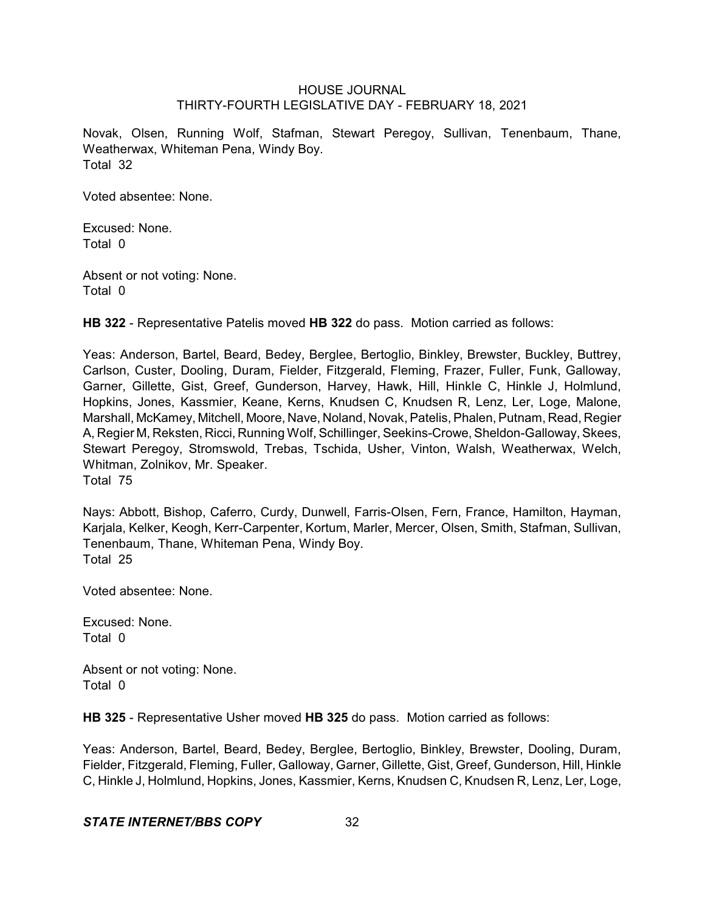Novak, Olsen, Running Wolf, Stafman, Stewart Peregoy, Sullivan, Tenenbaum, Thane, Weatherwax, Whiteman Pena, Windy Boy.
Total 32

Voted absentee: None.

Excused: None.
Total 0

Absent or not voting: None.
Total 0

**HB 322** - Representative Patelis moved **HB 322** do pass. Motion carried as follows:

Yeas: Anderson, Bartel, Beard, Bedey, Berglee, Bertoglio, Binkley, Brewster, Buckley, Buttrey, Carlson, Custer, Dooling, Duram, Fielder, Fitzgerald, Fleming, Frazer, Fuller, Funk, Galloway, Garner, Gillette, Gist, Greef, Gunderson, Harvey, Hawk, Hill, Hinkle C, Hinkle J, Holmlund, Hopkins, Jones, Kassmier, Keane, Kerns, Knudsen C, Knudsen R, Lenz, Ler, Loge, Malone, Marshall, McKamey, Mitchell, Moore, Nave, Noland, Novak, Patelis, Phalen, Putnam, Read, Regier A, Regier M, Reksten, Ricci, Running Wolf, Schillinger, Seekins-Crowe, Sheldon-Galloway, Skees, Stewart Peregoy, Stromswold, Trebas, Tschida, Usher, Vinton, Walsh, Weatherwax, Welch, Whitman, Zolnikov, Mr. Speaker.
Total 75

Nays: Abbott, Bishop, Caferro, Curdy, Dunwell, Farris-Olsen, Fern, France, Hamilton, Hayman, Karjala, Kelker, Keogh, Kerr-Carpenter, Kortum, Marler, Mercer, Olsen, Smith, Stafman, Sullivan, Tenenbaum, Thane, Whiteman Pena, Windy Boy.
Total 25

Voted absentee: None.

Excused: None.
Total 0

Absent or not voting: None.
Total 0

**HB 325** - Representative Usher moved **HB 325** do pass. Motion carried as follows:

Yeas: Anderson, Bartel, Beard, Bedey, Berglee, Bertoglio, Binkley, Brewster, Dooling, Duram, Fielder, Fitzgerald, Fleming, Fuller, Galloway, Garner, Gillette, Gist, Greef, Gunderson, Hill, Hinkle C, Hinkle J, Holmlund, Hopkins, Jones, Kassmier, Kerns, Knudsen C, Knudsen R, Lenz, Ler, Loge,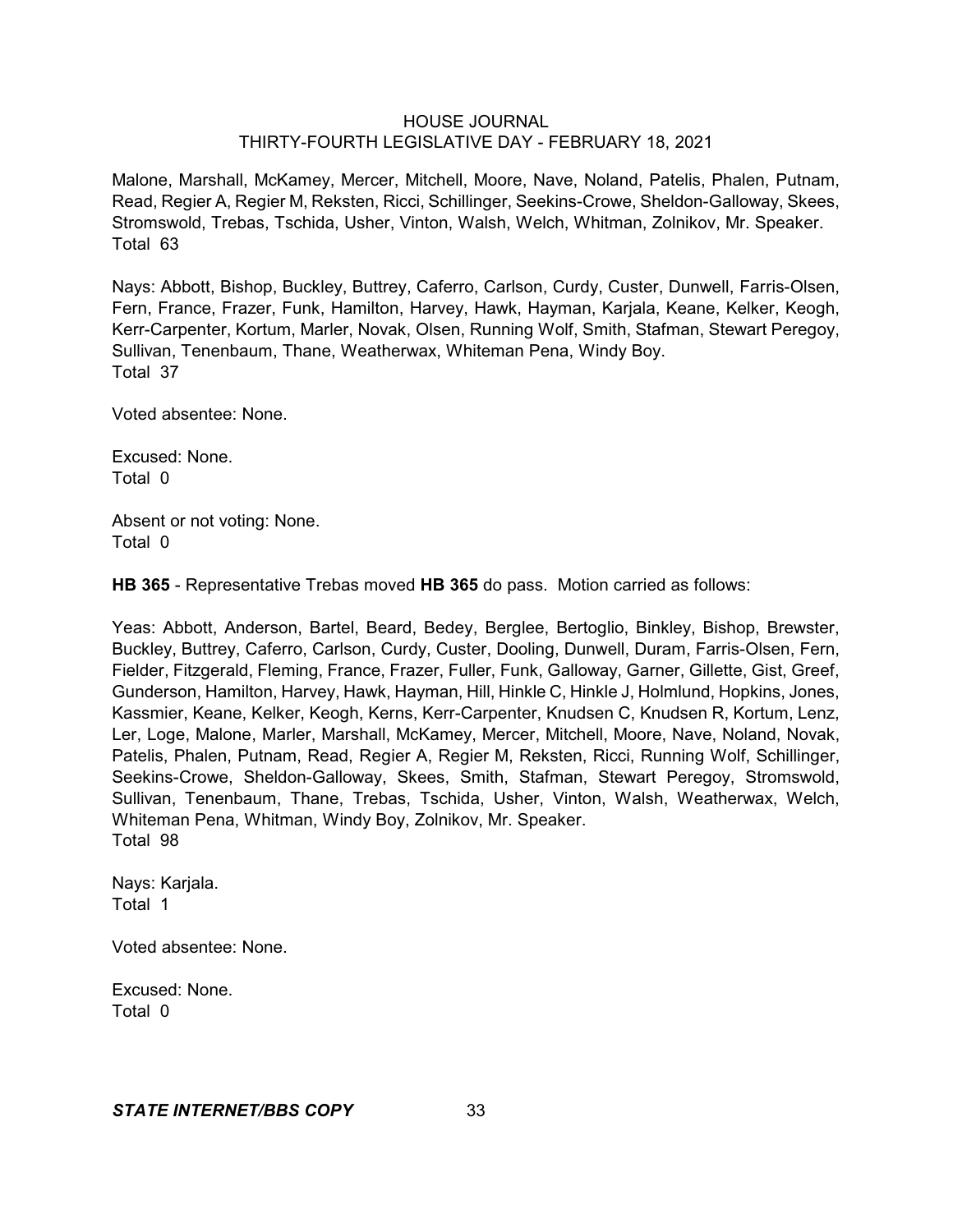Malone, Marshall, McKamey, Mercer, Mitchell, Moore, Nave, Noland, Patelis, Phalen, Putnam, Read, Regier A, Regier M, Reksten, Ricci, Schillinger, Seekins-Crowe, Sheldon-Galloway, Skees, Stromswold, Trebas, Tschida, Usher, Vinton, Walsh, Welch, Whitman, Zolnikov, Mr. Speaker.
Total 63

Nays: Abbott, Bishop, Buckley, Buttrey, Caferro, Carlson, Curdy, Custer, Dunwell, Farris-Olsen, Fern, France, Frazer, Funk, Hamilton, Harvey, Hawk, Hayman, Karjala, Keane, Kelker, Keogh, Kerr-Carpenter, Kortum, Marler, Novak, Olsen, Running Wolf, Smith, Stafman, Stewart Peregoy, Sullivan, Tenenbaum, Thane, Weatherwax, Whiteman Pena, Windy Boy.
Total 37

Voted absentee: None.

Excused: None.
Total 0

Absent or not voting: None.
Total 0

**HB 365** - Representative Trebas moved **HB 365** do pass. Motion carried as follows:

Yeas: Abbott, Anderson, Bartel, Beard, Bedey, Berglee, Bertoglio, Binkley, Bishop, Brewster, Buckley, Buttrey, Caferro, Carlson, Curdy, Custer, Dooling, Dunwell, Duram, Farris-Olsen, Fern, Fielder, Fitzgerald, Fleming, France, Frazer, Fuller, Funk, Galloway, Garner, Gillette, Gist, Greef, Gunderson, Hamilton, Harvey, Hawk, Hayman, Hill, Hinkle C, Hinkle J, Holmlund, Hopkins, Jones, Kassmier, Keane, Kelker, Keogh, Kerns, Kerr-Carpenter, Knudsen C, Knudsen R, Kortum, Lenz, Ler, Loge, Malone, Marler, Marshall, McKamey, Mercer, Mitchell, Moore, Nave, Noland, Novak, Patelis, Phalen, Putnam, Read, Regier A, Regier M, Reksten, Ricci, Running Wolf, Schillinger, Seekins-Crowe, Sheldon-Galloway, Skees, Smith, Stafman, Stewart Peregoy, Stromswold, Sullivan, Tenenbaum, Thane, Trebas, Tschida, Usher, Vinton, Walsh, Weatherwax, Welch, Whiteman Pena, Whitman, Windy Boy, Zolnikov, Mr. Speaker.
Total 98

Nays: Karjala.
Total 1

Voted absentee: None.

Excused: None.
Total 0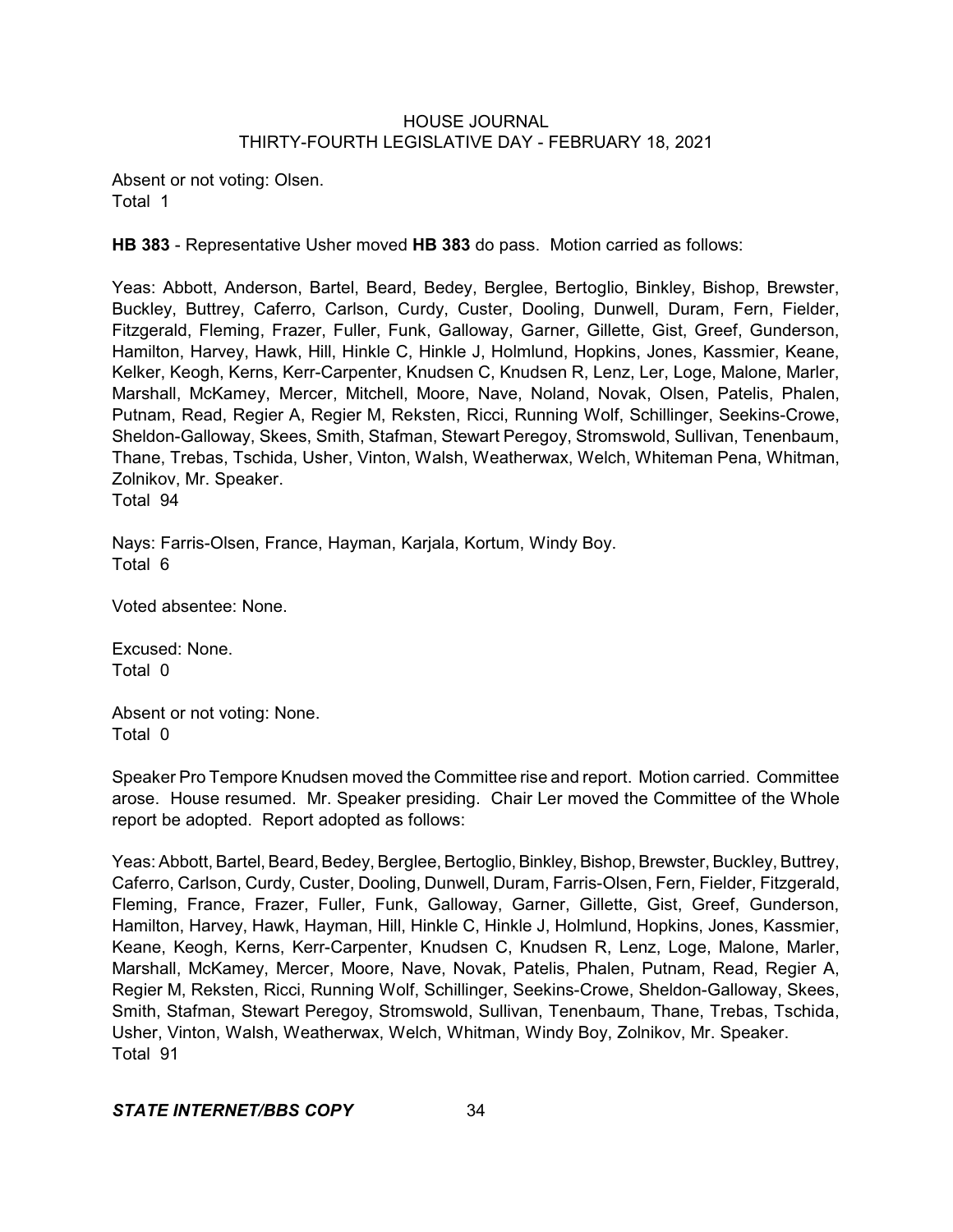Absent or not voting: Olsen.
Total 1

**HB 383** - Representative Usher moved **HB 383** do pass. Motion carried as follows:

Yeas: Abbott, Anderson, Bartel, Beard, Bedey, Berglee, Bertoglio, Binkley, Bishop, Brewster, Buckley, Buttrey, Caferro, Carlson, Curdy, Custer, Dooling, Dunwell, Duram, Fern, Fielder, Fitzgerald, Fleming, Frazer, Fuller, Funk, Galloway, Garner, Gillette, Gist, Greef, Gunderson, Hamilton, Harvey, Hawk, Hill, Hinkle C, Hinkle J, Holmlund, Hopkins, Jones, Kassmier, Keane, Kelker, Keogh, Kerns, Kerr-Carpenter, Knudsen C, Knudsen R, Lenz, Ler, Loge, Malone, Marler, Marshall, McKamey, Mercer, Mitchell, Moore, Nave, Noland, Novak, Olsen, Patelis, Phalen, Putnam, Read, Regier A, Regier M, Reksten, Ricci, Running Wolf, Schillinger, Seekins-Crowe, Sheldon-Galloway, Skees, Smith, Stafman, Stewart Peregoy, Stromswold, Sullivan, Tenenbaum, Thane, Trebas, Tschida, Usher, Vinton, Walsh, Weatherwax, Welch, Whiteman Pena, Whitman, Zolnikov, Mr. Speaker.
Total 94

Nays: Farris-Olsen, France, Hayman, Karjala, Kortum, Windy Boy.
Total 6

Voted absentee: None.

Excused: None.
Total 0

Absent or not voting: None.
Total 0

Speaker Pro Tempore Knudsen moved the Committee rise and report. Motion carried. Committee arose. House resumed. Mr. Speaker presiding. Chair Ler moved the Committee of the Whole report be adopted. Report adopted as follows:

Yeas: Abbott, Bartel, Beard, Bedey, Berglee, Bertoglio, Binkley, Bishop, Brewster, Buckley, Buttrey, Caferro, Carlson, Curdy, Custer, Dooling, Dunwell, Duram, Farris-Olsen, Fern, Fielder, Fitzgerald, Fleming, France, Frazer, Fuller, Funk, Galloway, Garner, Gillette, Gist, Greef, Gunderson, Hamilton, Harvey, Hawk, Hayman, Hill, Hinkle C, Hinkle J, Holmlund, Hopkins, Jones, Kassmier, Keane, Keogh, Kerns, Kerr-Carpenter, Knudsen C, Knudsen R, Lenz, Loge, Malone, Marler, Marshall, McKamey, Mercer, Moore, Nave, Novak, Patelis, Phalen, Putnam, Read, Regier A, Regier M, Reksten, Ricci, Running Wolf, Schillinger, Seekins-Crowe, Sheldon-Galloway, Skees, Smith, Stafman, Stewart Peregoy, Stromswold, Sullivan, Tenenbaum, Thane, Trebas, Tschida, Usher, Vinton, Walsh, Weatherwax, Welch, Whitman, Windy Boy, Zolnikov, Mr. Speaker.
Total 91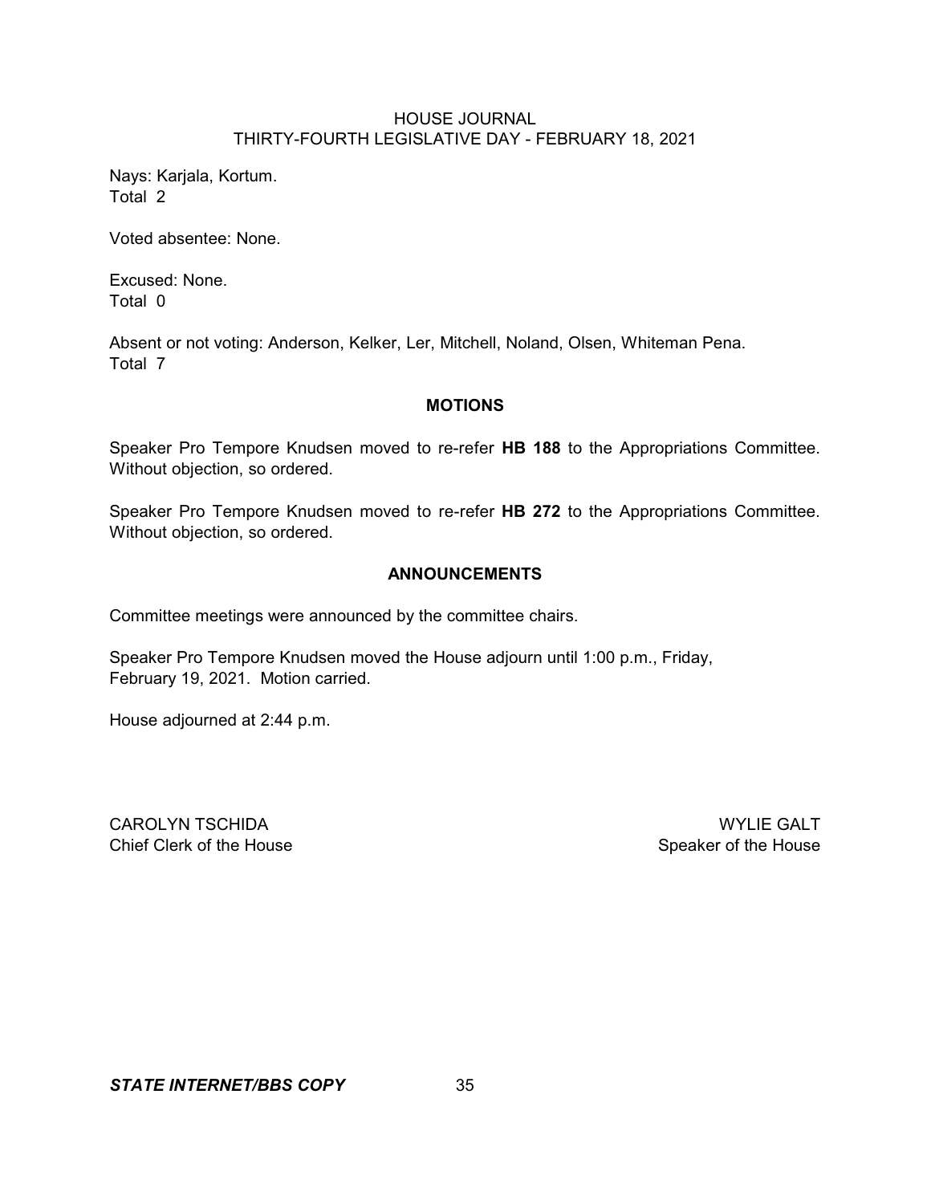Nays: Karjala, Kortum.
Total 2

Voted absentee: None.

Excused: None.
Total 0

Absent or not voting: Anderson, Kelker, Ler, Mitchell, Noland, Olsen, Whiteman Pena.
Total 7

## MOTIONS

Speaker Pro Tempore Knudsen moved to re-refer **HB 188** to the Appropriations Committee. Without objection, so ordered.

Speaker Pro Tempore Knudsen moved to re-refer **HB 272** to the Appropriations Committee. Without objection, so ordered.

## ANNOUNCEMENTS

Committee meetings were announced by the committee chairs.

Speaker Pro Tempore Knudsen moved the House adjourn until 1:00 p.m., Friday, February 19, 2021. Motion carried.

House adjourned at 2:44 p.m.

CAROLYN TSCHIDA
Chief Clerk of the House

WYLIE GALT
Speaker of the House